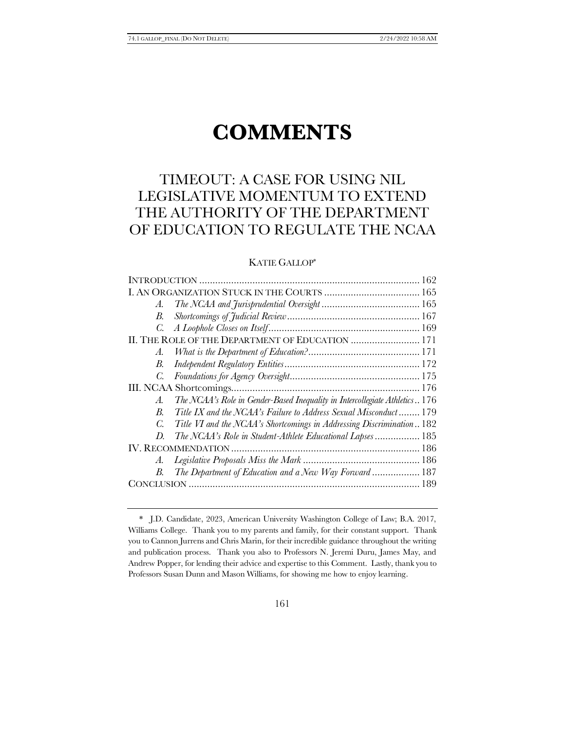# COMMENTS

## TIMEOUT: A CASE FOR USING NIL LEGISLATIVE MOMENTUM TO EXTEND THE AUTHORITY OF THE DEPARTMENT OF EDUCATION TO REGULATE THE NCAA

KATIE GALLOP*

| | |
|---|---|
| INTRODUCTION | 162 |
| I. AN ORGANIZATION STUCK IN THE COURTS | 165 |
| *A. The NCAA and Jurisprudential Oversight* | 165 |
| *B. Shortcomings of Judicial Review* | 167 |
| *C. A Loophole Closes on Itself* | 169 |
| II. THE ROLE OF THE DEPARTMENT OF EDUCATION | 171 |
| *A. What is the Department of Education?* | 171 |
| *B. Independent Regulatory Entities* | 172 |
| *C. Foundations for Agency Oversight* | 175 |
| III. NCAA Shortcomings | 176 |
| *A. The NCAA's Role in Gender-Based Inequality in Intercollegiate Athletics* | 176 |
| *B. Title IX and the NCAA's Failure to Address Sexual Misconduct* | 179 |
| *C. Title VI and the NCAA's Shortcomings in Addressing Discrimination* | 182 |
| *D. The NCAA's Role in Student-Athlete Educational Lapses* | 185 |
| IV. RECOMMENDATION | 186 |
| *A. Legislative Proposals Miss the Mark* | 186 |
| *B. The Department of Education and a New Way Forward* | 187 |
| CONCLUSION | 189 |

\* J.D. Candidate, 2023, American University Washington College of Law; B.A. 2017, Williams College. Thank you to my parents and family, for their constant support. Thank you to Cannon Jurrens and Chris Marin, for their incredible guidance throughout the writing and publication process. Thank you also to Professors N. Jeremi Duru, James May, and Andrew Popper, for lending their advice and expertise to this Comment. Lastly, thank you to Professors Susan Dunn and Mason Williams, for showing me how to enjoy learning.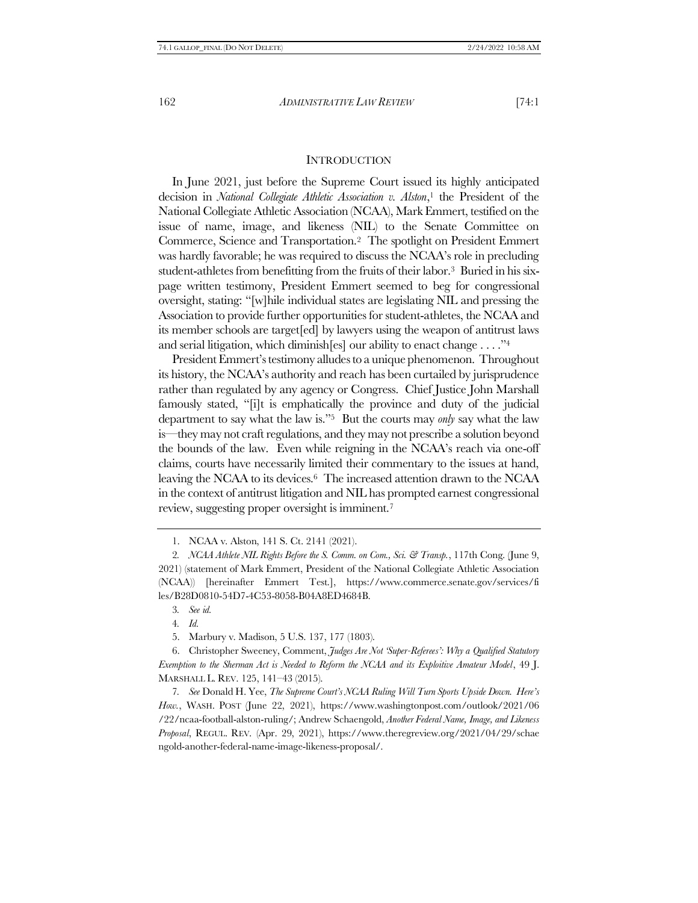## INTRODUCTION

In June 2021, just before the Supreme Court issued its highly anticipated decision in *National Collegiate Athletic Association v. Alston*,[1] the President of the National Collegiate Athletic Association (NCAA), Mark Emmert, testified on the issue of name, image, and likeness (NIL) to the Senate Committee on Commerce, Science and Transportation.[2] The spotlight on President Emmert was hardly favorable; he was required to discuss the NCAA's role in precluding student-athletes from benefitting from the fruits of their labor.[3] Buried in his six-page written testimony, President Emmert seemed to beg for congressional oversight, stating: "[w]hile individual states are legislating NIL and pressing the Association to provide further opportunities for student-athletes, the NCAA and its member schools are target[ed] by lawyers using the weapon of antitrust laws and serial litigation, which diminish[es] our ability to enact change . . . ."[4]

President Emmert's testimony alludes to a unique phenomenon. Throughout its history, the NCAA's authority and reach has been curtailed by jurisprudence rather than regulated by any agency or Congress. Chief Justice John Marshall famously stated, "[i]t is emphatically the province and duty of the judicial department to say what the law is."[5] But the courts may *only* say what the law is—they may not craft regulations, and they may not prescribe a solution beyond the bounds of the law. Even while reigning in the NCAA's reach via one-off claims, courts have necessarily limited their commentary to the issues at hand, leaving the NCAA to its devices.[6] The increased attention drawn to the NCAA in the context of antitrust litigation and NIL has prompted earnest congressional review, suggesting proper oversight is imminent.[7]

---

1. NCAA v. Alston, 141 S. Ct. 2141 (2021).

2. *NCAA Athlete NIL Rights Before the S. Comm. on Com., Sci. & Transp.*, 117th Cong. (June 9, 2021) (statement of Mark Emmert, President of the National Collegiate Athletic Association (NCAA)) [hereinafter Emmert Test.], https://www.commerce.senate.gov/services/files/B28D0810-54D7-4C53-8058-B04A8ED4684B.

3. *See id.*

4. *Id.*

5. Marbury v. Madison, 5 U.S. 137, 177 (1803).

6. Christopher Sweeney, Comment, *Judges Are Not 'Super-Referees': Why a Qualified Statutory Exemption to the Sherman Act is Needed to Reform the NCAA and its Exploitive Amateur Model*, 49 J. MARSHALL L. REV. 125, 141–43 (2015).

7. *See* Donald H. Yee, *The Supreme Court's NCAA Ruling Will Turn Sports Upside Down. Here's How.*, WASH. POST (June 22, 2021), https://www.washingtonpost.com/outlook/2021/06/22/ncaa-football-alston-ruling/; Andrew Schaengold, *Another Federal Name, Image, and Likeness Proposal*, REGUL. REV. (Apr. 29, 2021), https://www.theregreview.org/2021/04/29/schaengold-another-federal-name-image-likeness-proposal/.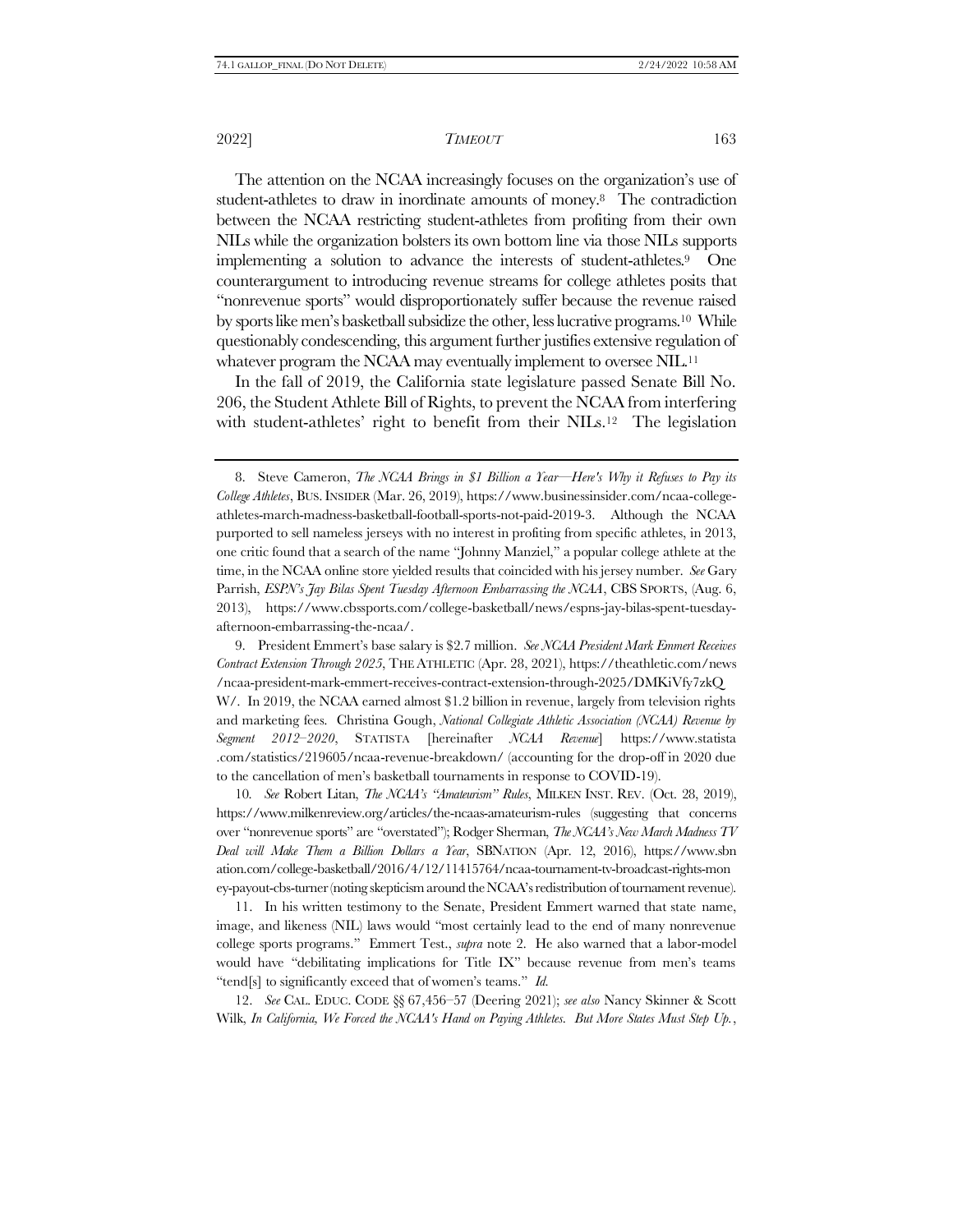The attention on the NCAA increasingly focuses on the organization's use of student-athletes to draw in inordinate amounts of money.[8] The contradiction between the NCAA restricting student-athletes from profiting from their own NILs while the organization bolsters its own bottom line via those NILs supports implementing a solution to advance the interests of student-athletes.[9] One counterargument to introducing revenue streams for college athletes posits that "nonrevenue sports" would disproportionately suffer because the revenue raised by sports like men's basketball subsidize the other, less lucrative programs.[10] While questionably condescending, this argument further justifies extensive regulation of whatever program the NCAA may eventually implement to oversee NIL.[11]

In the fall of 2019, the California state legislature passed Senate Bill No. 206, the Student Athlete Bill of Rights, to prevent the NCAA from interfering with student-athletes' right to benefit from their NILs.[12] The legislation

---

8. Steve Cameron, *The NCAA Brings in $1 Billion a Year—Here's Why it Refuses to Pay its College Athletes*, BUS. INSIDER (Mar. 26, 2019), https://www.businessinsider.com/ncaa-college-athletes-march-madness-basketball-football-sports-not-paid-2019-3. Although the NCAA purported to sell nameless jerseys with no interest in profiting from specific athletes, in 2013, one critic found that a search of the name "Johnny Manziel," a popular college athlete at the time, in the NCAA online store yielded results that coincided with his jersey number. *See* Gary Parrish, *ESPN's Jay Bilas Spent Tuesday Afternoon Embarrassing the NCAA*, CBS SPORTS, (Aug. 6, 2013), https://www.cbssports.com/college-basketball/news/espns-jay-bilas-spent-tuesday-afternoon-embarrassing-the-ncaa/.

9. President Emmert's base salary is $2.7 million. *See NCAA President Mark Emmert Receives Contract Extension Through 2025*, THE ATHLETIC (Apr. 28, 2021), https://theathletic.com/news/ncaa-president-mark-emmert-receives-contract-extension-through-2025/DMKiVfy7zkQW/. In 2019, the NCAA earned almost $1.2 billion in revenue, largely from television rights and marketing fees. Christina Gough, *National Collegiate Athletic Association (NCAA) Revenue by Segment 2012–2020*, STATISTA [hereinafter *NCAA Revenue*] https://www.statista.com/statistics/219605/ncaa-revenue-breakdown/ (accounting for the drop-off in 2020 due to the cancellation of men's basketball tournaments in response to COVID-19).

10. *See* Robert Litan, *The NCAA's "Amateurism" Rules*, MILKEN INST. REV. (Oct. 28, 2019), https://www.milkenreview.org/articles/the-ncaas-amateurism-rules (suggesting that concerns over "nonrevenue sports" are "overstated"); Rodger Sherman, *The NCAA's New March Madness TV Deal will Make Them a Billion Dollars a Year*, SBNATION (Apr. 12, 2016), https://www.sbnation.com/college-basketball/2016/4/12/11415764/ncaa-tournament-tv-broadcast-rights-money-payout-cbs-turner (noting skepticism around the NCAA's redistribution of tournament revenue).

11. In his written testimony to the Senate, President Emmert warned that state name, image, and likeness (NIL) laws would "most certainly lead to the end of many nonrevenue college sports programs." Emmert Test., *supra* note 2. He also warned that a labor-model would have "debilitating implications for Title IX" because revenue from men's teams "tend[s] to significantly exceed that of women's teams." *Id.*

12. *See* CAL. EDUC. CODE §§ 67,456–57 (Deering 2021); *see also* Nancy Skinner & Scott Wilk, *In California, We Forced the NCAA's Hand on Paying Athletes. But More States Must Step Up.*,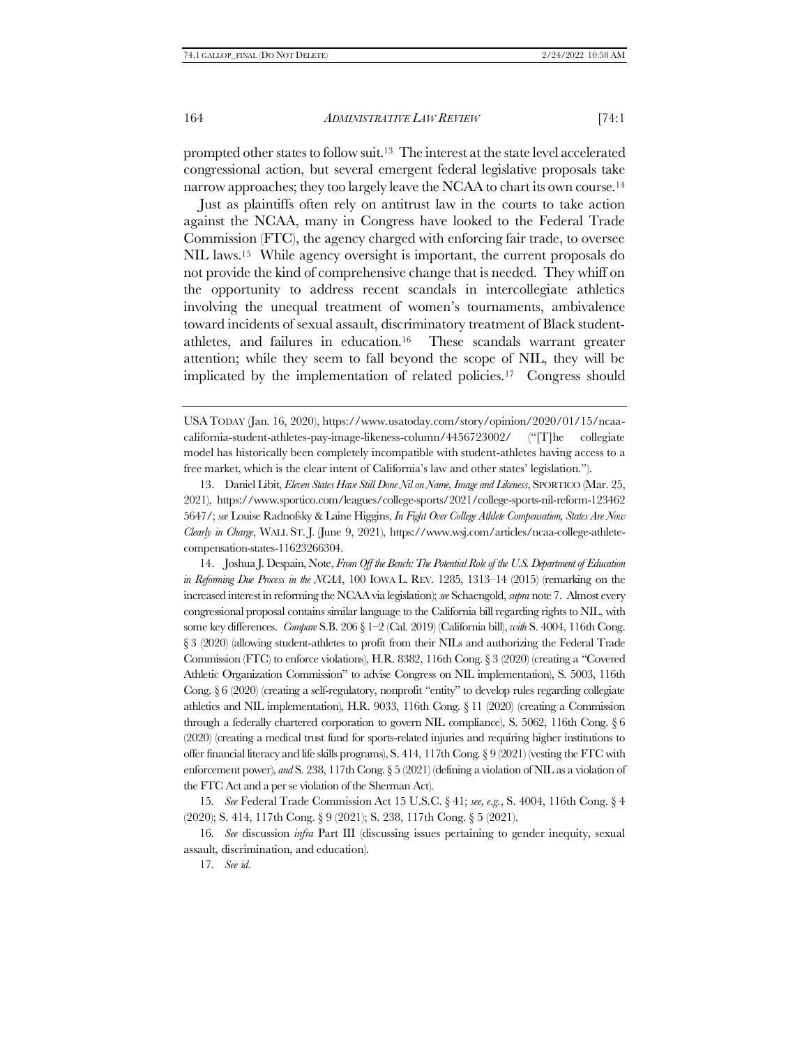prompted other states to follow suit.[13] The interest at the state level accelerated congressional action, but several emergent federal legislative proposals take narrow approaches; they too largely leave the NCAA to chart its own course.[14]

Just as plaintiffs often rely on antitrust law in the courts to take action against the NCAA, many in Congress have looked to the Federal Trade Commission (FTC), the agency charged with enforcing fair trade, to oversee NIL laws.[15] While agency oversight is important, the current proposals do not provide the kind of comprehensive change that is needed. They whiff on the opportunity to address recent scandals in intercollegiate athletics involving the unequal treatment of women's tournaments, ambivalence toward incidents of sexual assault, discriminatory treatment of Black student-athletes, and failures in education.[16] These scandals warrant greater attention; while they seem to fall beyond the scope of NIL, they will be implicated by the implementation of related policies.[17] Congress should

---

USA TODAY (Jan. 16, 2020), https://www.usatoday.com/story/opinion/2020/01/15/ncaa-california-student-athletes-pay-image-likeness-column/4456723002/ ("[T]he collegiate model has historically been completely incompatible with student-athletes having access to a free market, which is the clear intent of California's law and other states' legislation.").

13. Daniel Libit, *Eleven States Have Still Done Nil on Name, Image and Likeness*, SPORTICO (Mar. 25, 2021), https://www.sportico.com/leagues/college-sports/2021/college-sports-nil-reform-1234625647/; *see* Louise Radnofsky & Laine Higgins, *In Fight Over College Athlete Compensation, States Are Now Clearly in Charge*, WALL ST. J. (June 9, 2021), https://www.wsj.com/articles/ncaa-college-athlete-compensation-states-11623266304.

14. Joshua J. Despain, Note, *From Off the Bench: The Potential Role of the U.S. Department of Education in Reforming Due Process in the NCAA*, 100 IOWA L. REV. 1285, 1313–14 (2015) (remarking on the increased interest in reforming the NCAA via legislation); *see* Schaengold, *supra* note 7. Almost every congressional proposal contains similar language to the California bill regarding rights to NIL, with some key differences. *Compare* S.B. 206 § 1–2 (Cal. 2019) (California bill), *with* S. 4004, 116th Cong. § 3 (2020) (allowing student-athletes to profit from their NILs and authorizing the Federal Trade Commission (FTC) to enforce violations), H.R. 8382, 116th Cong. § 3 (2020) (creating a "Covered Athletic Organization Commission" to advise Congress on NIL implementation), S. 5003, 116th Cong. § 6 (2020) (creating a self-regulatory, nonprofit "entity" to develop rules regarding collegiate athletics and NIL implementation), H.R. 9033, 116th Cong. § 11 (2020) (creating a Commission through a federally chartered corporation to govern NIL compliance), S. 5062, 116th Cong. § 6 (2020) (creating a medical trust fund for sports-related injuries and requiring higher institutions to offer financial literacy and life skills programs), S. 414, 117th Cong. § 9 (2021) (vesting the FTC with enforcement power), *and* S. 238, 117th Cong. § 5 (2021) (defining a violation of NIL as a violation of the FTC Act and a per se violation of the Sherman Act).

15. *See* Federal Trade Commission Act 15 U.S.C. § 41; *see, e.g.*, S. 4004, 116th Cong. § 4 (2020); S. 414, 117th Cong. § 9 (2021); S. 238, 117th Cong. § 5 (2021).

16. *See* discussion *infra* Part III (discussing issues pertaining to gender inequity, sexual assault, discrimination, and education).

17. *See id.*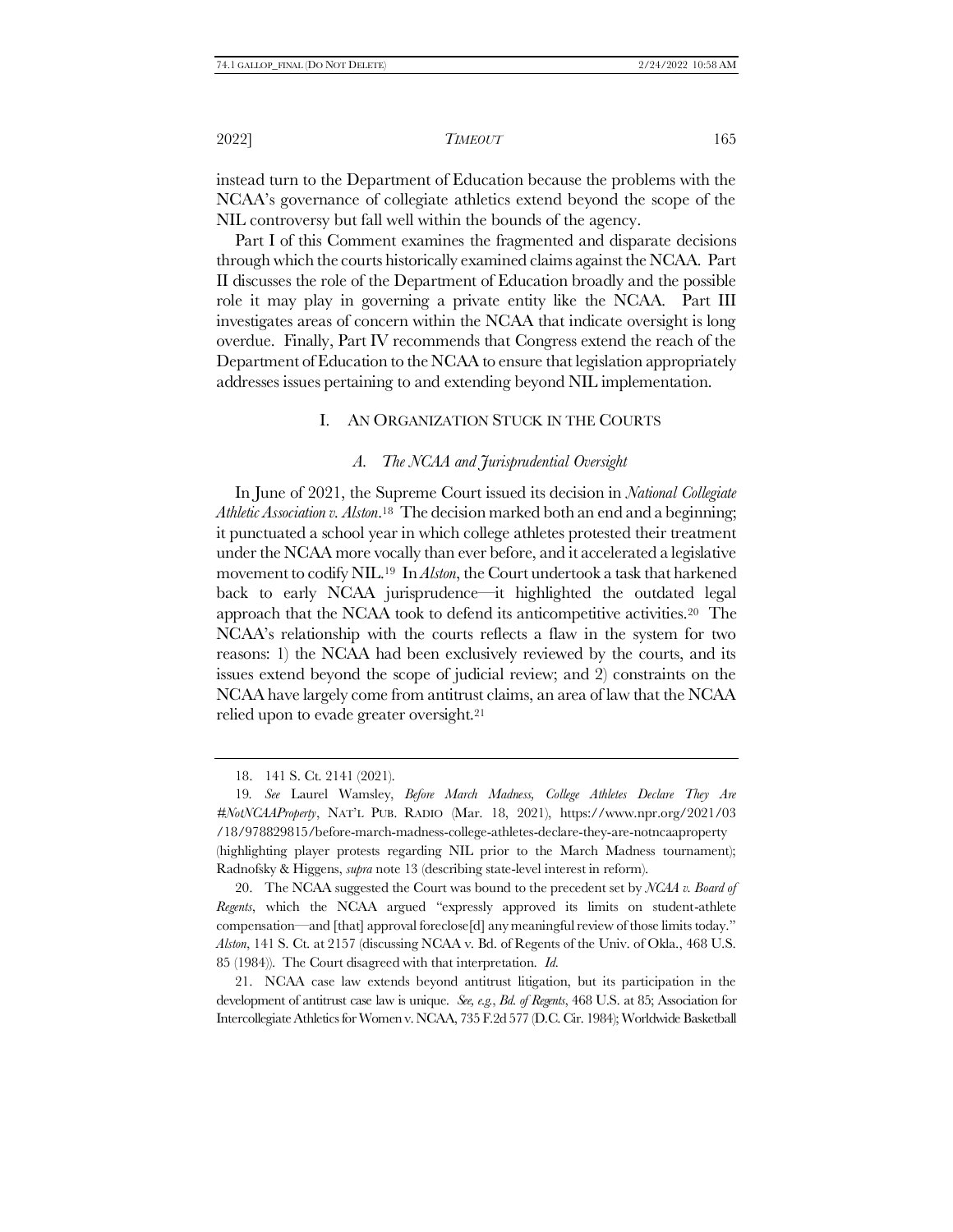instead turn to the Department of Education because the problems with the NCAA's governance of collegiate athletics extend beyond the scope of the NIL controversy but fall well within the bounds of the agency.

Part I of this Comment examines the fragmented and disparate decisions through which the courts historically examined claims against the NCAA. Part II discusses the role of the Department of Education broadly and the possible role it may play in governing a private entity like the NCAA. Part III investigates areas of concern within the NCAA that indicate oversight is long overdue. Finally, Part IV recommends that Congress extend the reach of the Department of Education to the NCAA to ensure that legislation appropriately addresses issues pertaining to and extending beyond NIL implementation.

## I. AN ORGANIZATION STUCK IN THE COURTS

### *A. The NCAA and Jurisprudential Oversight*

In June of 2021, the Supreme Court issued its decision in *National Collegiate Athletic Association v. Alston*.[18] The decision marked both an end and a beginning; it punctuated a school year in which college athletes protested their treatment under the NCAA more vocally than ever before, and it accelerated a legislative movement to codify NIL.[19] In *Alston*, the Court undertook a task that harkened back to early NCAA jurisprudence—it highlighted the outdated legal approach that the NCAA took to defend its anticompetitive activities.[20] The NCAA's relationship with the courts reflects a flaw in the system for two reasons: 1) the NCAA had been exclusively reviewed by the courts, and its issues extend beyond the scope of judicial review; and 2) constraints on the NCAA have largely come from antitrust claims, an area of law that the NCAA relied upon to evade greater oversight.[21]

---

18. 141 S. Ct. 2141 (2021).

19. *See* Laurel Wamsley, *Before March Madness, College Athletes Declare They Are #NotNCAAProperty*, NAT'L PUB. RADIO (Mar. 18, 2021), https://www.npr.org/2021/03/18/978829815/before-march-madness-college-athletes-declare-they-are-notncaaproperty (highlighting player protests regarding NIL prior to the March Madness tournament); Radnofsky & Higgens, *supra* note 13 (describing state-level interest in reform).

20. The NCAA suggested the Court was bound to the precedent set by *NCAA v. Board of Regents*, which the NCAA argued "expressly approved its limits on student-athlete compensation—and [that] approval foreclose[d] any meaningful review of those limits today." *Alston*, 141 S. Ct. at 2157 (discussing NCAA v. Bd. of Regents of the Univ. of Okla., 468 U.S. 85 (1984)). The Court disagreed with that interpretation. *Id.*

21. NCAA case law extends beyond antitrust litigation, but its participation in the development of antitrust case law is unique. *See, e.g.*, *Bd. of Regents*, 468 U.S. at 85; Association for Intercollegiate Athletics for Women v. NCAA, 735 F.2d 577 (D.C. Cir. 1984); Worldwide Basketball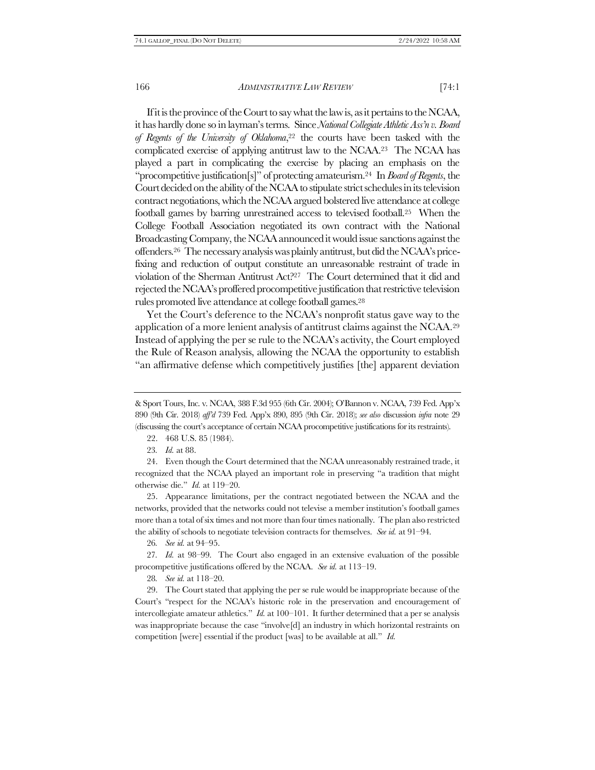If it is the province of the Court to say what the law is, as it pertains to the NCAA, it has hardly done so in layman's terms. Since *National Collegiate Athletic Ass'n v. Board of Regents of the University of Oklahoma*,[22] the courts have been tasked with the complicated exercise of applying antitrust law to the NCAA.[23] The NCAA has played a part in complicating the exercise by placing an emphasis on the "procompetitive justification[s]" of protecting amateurism.[24] In *Board of Regents*, the Court decided on the ability of the NCAA to stipulate strict schedules in its television contract negotiations, which the NCAA argued bolstered live attendance at college football games by barring unrestrained access to televised football.[25] When the College Football Association negotiated its own contract with the National Broadcasting Company, the NCAA announced it would issue sanctions against the offenders.[26] The necessary analysis was plainly antitrust, but did the NCAA's price-fixing and reduction of output constitute an unreasonable restraint of trade in violation of the Sherman Antitrust Act?[27] The Court determined that it did and rejected the NCAA's proffered procompetitive justification that restrictive television rules promoted live attendance at college football games.[28]

Yet the Court's deference to the NCAA's nonprofit status gave way to the application of a more lenient analysis of antitrust claims against the NCAA.[29] Instead of applying the per se rule to the NCAA's activity, the Court employed the Rule of Reason analysis, allowing the NCAA the opportunity to establish "an affirmative defense which competitively justifies [the] apparent deviation

---

& Sport Tours, Inc. v. NCAA, 388 F.3d 955 (6th Cir. 2004); O'Bannon v. NCAA, 739 Fed. App'x 890 (9th Cir. 2018) *aff'd* 739 Fed. App'x 890, 895 (9th Cir. 2018); *see also* discussion *infra* note 29 (discussing the court's acceptance of certain NCAA procompetitive justifications for its restraints).

22. 468 U.S. 85 (1984).

23. *Id.* at 88.

24. Even though the Court determined that the NCAA unreasonably restrained trade, it recognized that the NCAA played an important role in preserving "a tradition that might otherwise die." *Id.* at 119–20.

25. Appearance limitations, per the contract negotiated between the NCAA and the networks, provided that the networks could not televise a member institution's football games more than a total of six times and not more than four times nationally. The plan also restricted the ability of schools to negotiate television contracts for themselves. *See id.* at 91–94.

26. *See id.* at 94–95.

27. *Id.* at 98–99. The Court also engaged in an extensive evaluation of the possible procompetitive justifications offered by the NCAA. *See id.* at 113–19.

28. *See id.* at 118–20.

29. The Court stated that applying the per se rule would be inappropriate because of the Court's "respect for the NCAA's historic role in the preservation and encouragement of intercollegiate amateur athletics." *Id.* at 100–101. It further determined that a per se analysis was inappropriate because the case "involve[d] an industry in which horizontal restraints on competition [were] essential if the product [was] to be available at all." *Id.*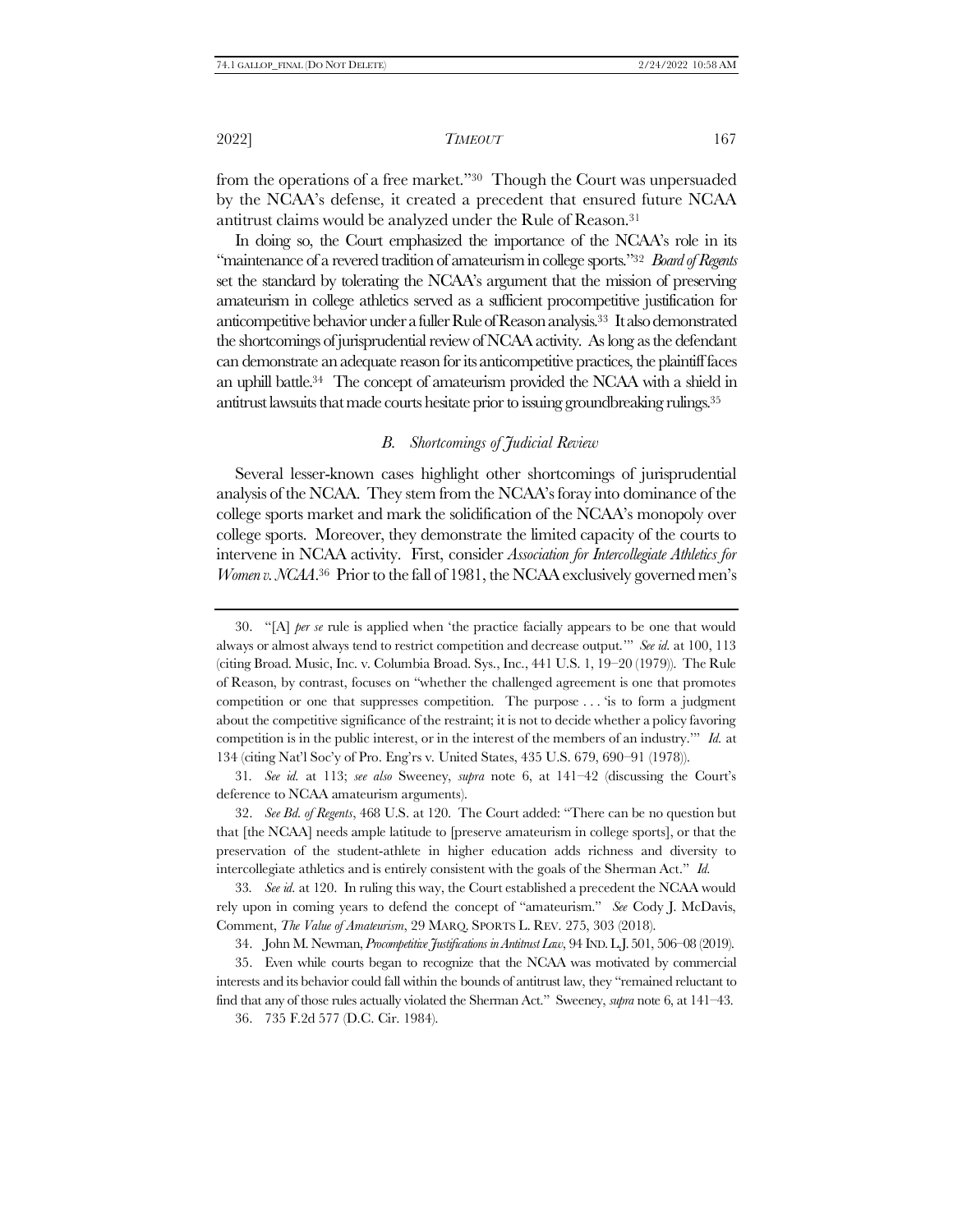from the operations of a free market."[30] Though the Court was unpersuaded by the NCAA's defense, it created a precedent that ensured future NCAA antitrust claims would be analyzed under the Rule of Reason.[31]

In doing so, the Court emphasized the importance of the NCAA's role in its "maintenance of a revered tradition of amateurism in college sports."[32] *Board of Regents* set the standard by tolerating the NCAA's argument that the mission of preserving amateurism in college athletics served as a sufficient procompetitive justification for anticompetitive behavior under a fuller Rule of Reason analysis.[33] It also demonstrated the shortcomings of jurisprudential review of NCAA activity. As long as the defendant can demonstrate an adequate reason for its anticompetitive practices, the plaintiff faces an uphill battle.[34] The concept of amateurism provided the NCAA with a shield in antitrust lawsuits that made courts hesitate prior to issuing groundbreaking rulings.[35]

### *B. Shortcomings of Judicial Review*

Several lesser-known cases highlight other shortcomings of jurisprudential analysis of the NCAA. They stem from the NCAA's foray into dominance of the college sports market and mark the solidification of the NCAA's monopoly over college sports. Moreover, they demonstrate the limited capacity of the courts to intervene in NCAA activity. First, consider *Association for Intercollegiate Athletics for Women v. NCAA*.[36] Prior to the fall of 1981, the NCAA exclusively governed men's

---

30. "[A] *per se* rule is applied when 'the practice facially appears to be one that would always or almost always tend to restrict competition and decrease output.'" *See id.* at 100, 113 (citing Broad. Music, Inc. v. Columbia Broad. Sys., Inc., 441 U.S. 1, 19–20 (1979)). The Rule of Reason, by contrast, focuses on "whether the challenged agreement is one that promotes competition or one that suppresses competition. The purpose . . . 'is to form a judgment about the competitive significance of the restraint; it is not to decide whether a policy favoring competition is in the public interest, or in the interest of the members of an industry.'" *Id.* at 134 (citing Nat'l Soc'y of Pro. Eng'rs v. United States, 435 U.S. 679, 690–91 (1978)).

31. *See id.* at 113; *see also* Sweeney, *supra* note 6, at 141–42 (discussing the Court's deference to NCAA amateurism arguments).

32. *See Bd. of Regents*, 468 U.S. at 120. The Court added: "There can be no question but that [the NCAA] needs ample latitude to [preserve amateurism in college sports], or that the preservation of the student-athlete in higher education adds richness and diversity to intercollegiate athletics and is entirely consistent with the goals of the Sherman Act." *Id.*

33. *See id.* at 120. In ruling this way, the Court established a precedent the NCAA would rely upon in coming years to defend the concept of "amateurism." *See* Cody J. McDavis, Comment, *The Value of Amateurism*, 29 MARQ. SPORTS L. REV. 275, 303 (2018).

34. John M. Newman, *Procompetitive Justifications in Antitrust Law*, 94 IND. L.J. 501, 506–08 (2019).

35. Even while courts began to recognize that the NCAA was motivated by commercial interests and its behavior could fall within the bounds of antitrust law, they "remained reluctant to find that any of those rules actually violated the Sherman Act." Sweeney, *supra* note 6, at 141–43.

36. 735 F.2d 577 (D.C. Cir. 1984).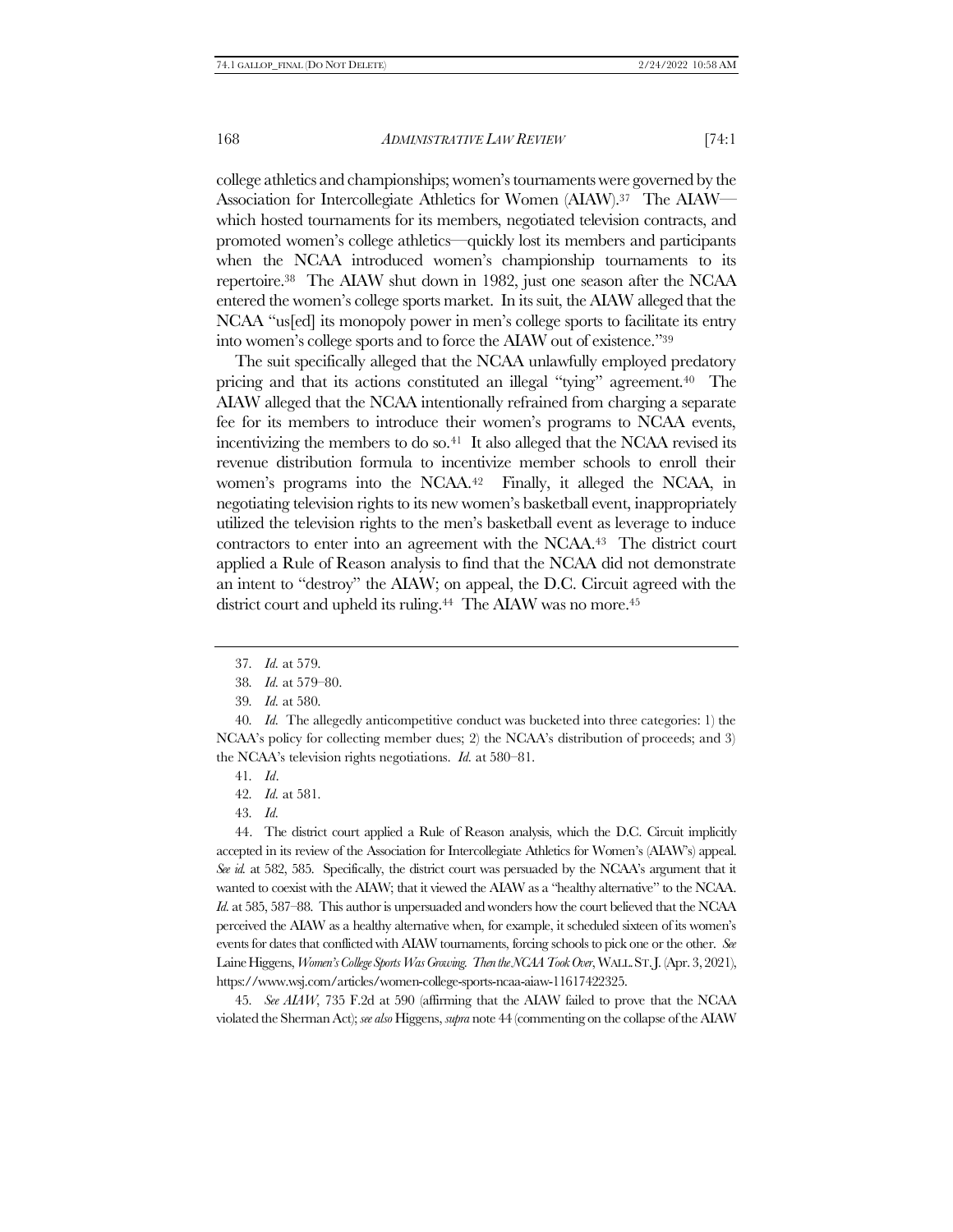college athletics and championships; women's tournaments were governed by the Association for Intercollegiate Athletics for Women (AIAW).[37] The AIAW—which hosted tournaments for its members, negotiated television contracts, and promoted women's college athletics—quickly lost its members and participants when the NCAA introduced women's championship tournaments to its repertoire.[38] The AIAW shut down in 1982, just one season after the NCAA entered the women's college sports market. In its suit, the AIAW alleged that the NCAA "us[ed] its monopoly power in men's college sports to facilitate its entry into women's college sports and to force the AIAW out of existence."[39]

The suit specifically alleged that the NCAA unlawfully employed predatory pricing and that its actions constituted an illegal "tying" agreement.[40] The AIAW alleged that the NCAA intentionally refrained from charging a separate fee for its members to introduce their women's programs to NCAA events, incentivizing the members to do so.[41] It also alleged that the NCAA revised its revenue distribution formula to incentivize member schools to enroll their women's programs into the NCAA.[42] Finally, it alleged the NCAA, in negotiating television rights to its new women's basketball event, inappropriately utilized the television rights to the men's basketball event as leverage to induce contractors to enter into an agreement with the NCAA.[43] The district court applied a Rule of Reason analysis to find that the NCAA did not demonstrate an intent to "destroy" the AIAW; on appeal, the D.C. Circuit agreed with the district court and upheld its ruling.[44] The AIAW was no more.[45]

---

37. *Id.* at 579.

38. *Id.* at 579–80.

39. *Id.* at 580.

40. *Id.* The allegedly anticompetitive conduct was bucketed into three categories: 1) the NCAA's policy for collecting member dues; 2) the NCAA's distribution of proceeds; and 3) the NCAA's television rights negotiations. *Id.* at 580–81.

41. *Id*.

42. *Id.* at 581.

43. *Id.*

44. The district court applied a Rule of Reason analysis, which the D.C. Circuit implicitly accepted in its review of the Association for Intercollegiate Athletics for Women's (AIAW's) appeal. *See id.* at 582, 585. Specifically, the district court was persuaded by the NCAA's argument that it wanted to coexist with the AIAW; that it viewed the AIAW as a "healthy alternative" to the NCAA. *Id.* at 585, 587–88. This author is unpersuaded and wonders how the court believed that the NCAA perceived the AIAW as a healthy alternative when, for example, it scheduled sixteen of its women's events for dates that conflicted with AIAW tournaments, forcing schools to pick one or the other. *See* Laine Higgens, *Women's College Sports Was Growing. Then the NCAA Took Over*, WALL ST. J. (Apr. 3, 2021), https://www.wsj.com/articles/women-college-sports-ncaa-aiaw-11617422325.

45. *See AIAW*, 735 F.2d at 590 (affirming that the AIAW failed to prove that the NCAA violated the Sherman Act); *see also* Higgens, *supra* note 44 (commenting on the collapse of the AIAW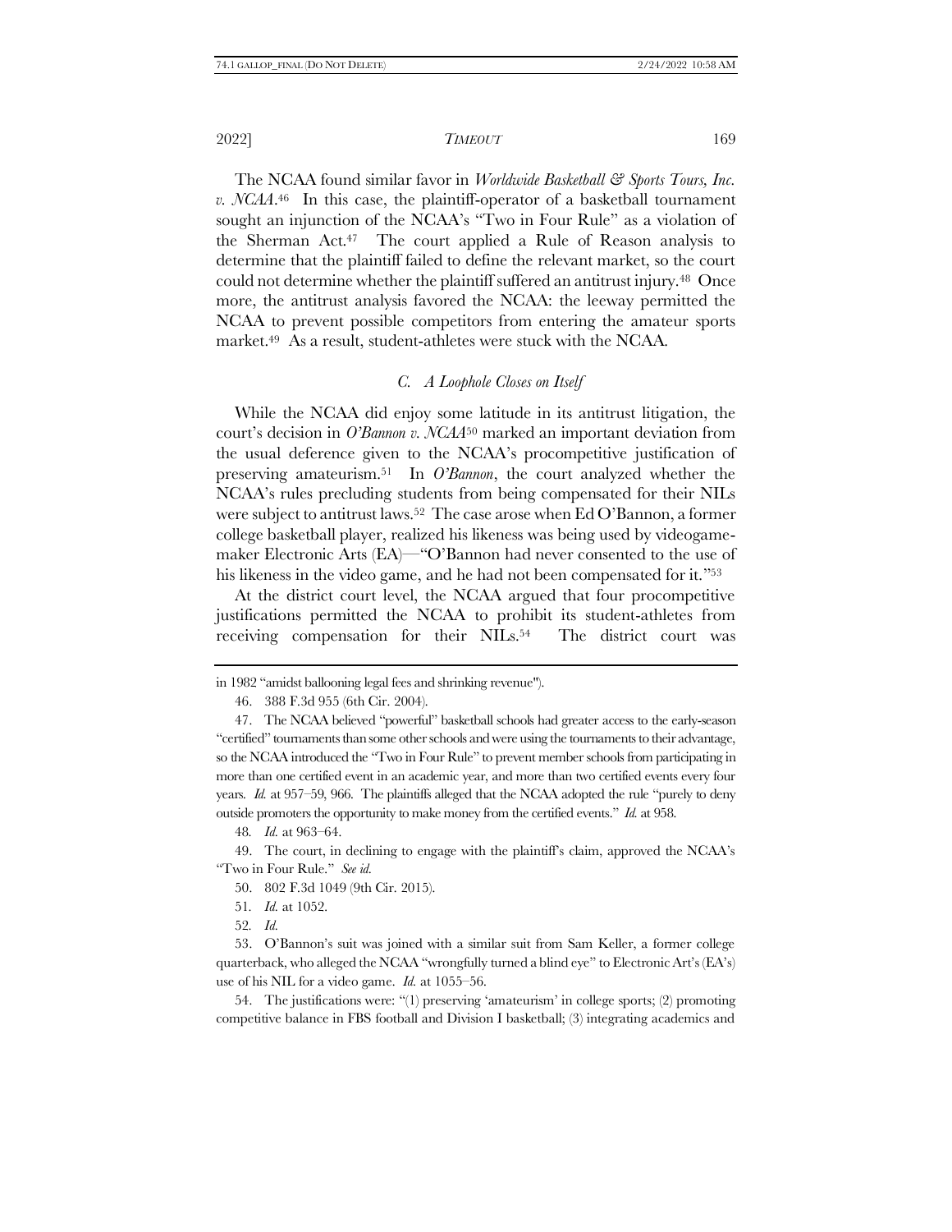The NCAA found similar favor in *Worldwide Basketball & Sports Tours, Inc. v. NCAA*.[46] In this case, the plaintiff-operator of a basketball tournament sought an injunction of the NCAA's "Two in Four Rule" as a violation of the Sherman Act.[47] The court applied a Rule of Reason analysis to determine that the plaintiff failed to define the relevant market, so the court could not determine whether the plaintiff suffered an antitrust injury.[48] Once more, the antitrust analysis favored the NCAA: the leeway permitted the NCAA to prevent possible competitors from entering the amateur sports market.[49] As a result, student-athletes were stuck with the NCAA.

### *C. A Loophole Closes on Itself*

While the NCAA did enjoy some latitude in its antitrust litigation, the court's decision in *O'Bannon v. NCAA*[50] marked an important deviation from the usual deference given to the NCAA's procompetitive justification of preserving amateurism.[51] In *O'Bannon*, the court analyzed whether the NCAA's rules precluding students from being compensated for their NILs were subject to antitrust laws.[52] The case arose when Ed O'Bannon, a former college basketball player, realized his likeness was being used by videogame-maker Electronic Arts (EA)—"O'Bannon had never consented to the use of his likeness in the video game, and he had not been compensated for it."[53]

At the district court level, the NCAA argued that four procompetitive justifications permitted the NCAA to prohibit its student-athletes from receiving compensation for their NILs.[54] The district court was

---

in 1982 "amidst ballooning legal fees and shrinking revenue").

46. 388 F.3d 955 (6th Cir. 2004).

47. The NCAA believed "powerful" basketball schools had greater access to the early-season "certified" tournaments than some other schools and were using the tournaments to their advantage, so the NCAA introduced the "Two in Four Rule" to prevent member schools from participating in more than one certified event in an academic year, and more than two certified events every four years. *Id.* at 957–59, 966. The plaintiffs alleged that the NCAA adopted the rule "purely to deny outside promoters the opportunity to make money from the certified events." *Id.* at 958.

48. *Id.* at 963–64.

49. The court, in declining to engage with the plaintiff's claim, approved the NCAA's "Two in Four Rule." *See id.*

50. 802 F.3d 1049 (9th Cir. 2015).

51. *Id.* at 1052.

52. *Id.*

53. O'Bannon's suit was joined with a similar suit from Sam Keller, a former college quarterback, who alleged the NCAA "wrongfully turned a blind eye" to Electronic Art's (EA's) use of his NIL for a video game. *Id.* at 1055–56.

54. The justifications were: "(1) preserving 'amateurism' in college sports; (2) promoting competitive balance in FBS football and Division I basketball; (3) integrating academics and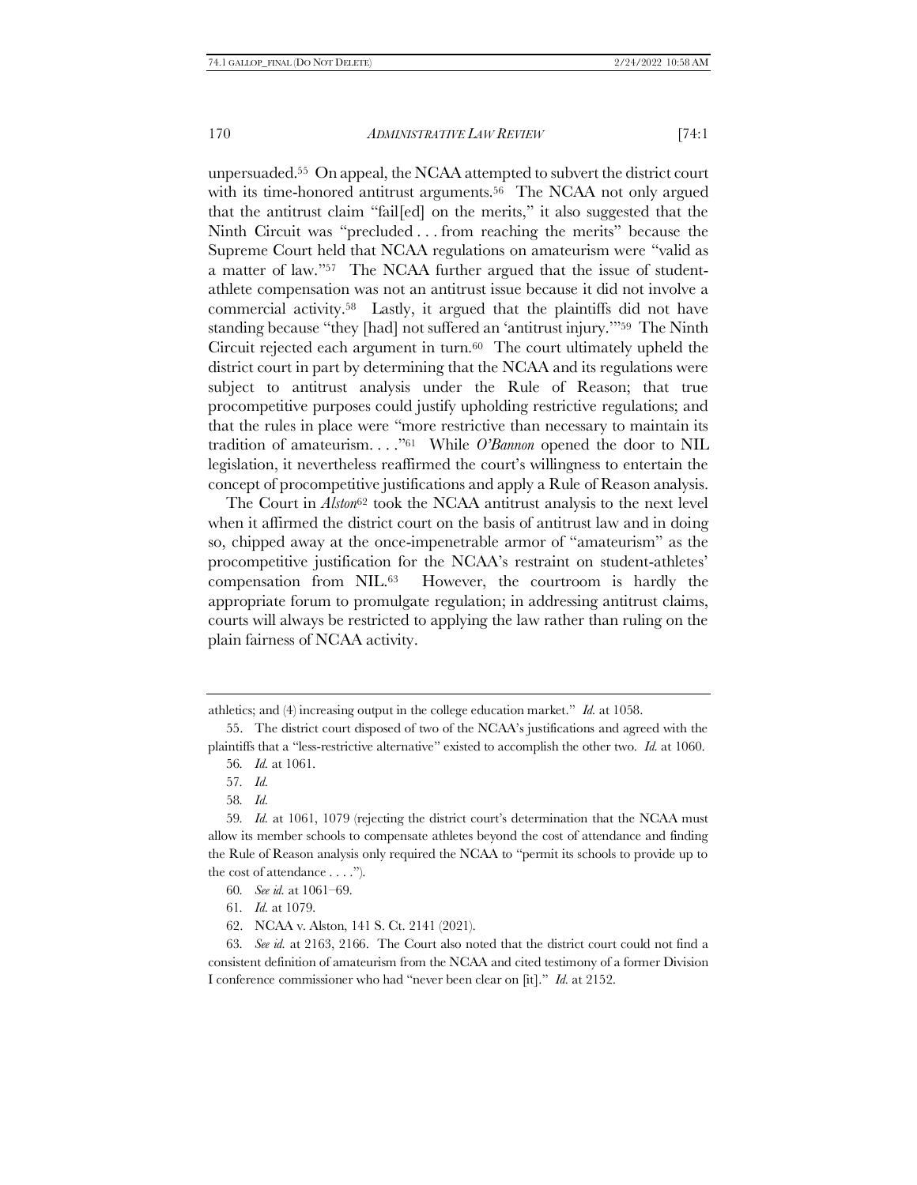unpersuaded.[55] On appeal, the NCAA attempted to subvert the district court with its time-honored antitrust arguments.[56] The NCAA not only argued that the antitrust claim "fail[ed] on the merits," it also suggested that the Ninth Circuit was "precluded . . . from reaching the merits" because the Supreme Court held that NCAA regulations on amateurism were "valid as a matter of law."[57] The NCAA further argued that the issue of student-athlete compensation was not an antitrust issue because it did not involve a commercial activity.[58] Lastly, it argued that the plaintiffs did not have standing because "they [had] not suffered an 'antitrust injury.'"[59] The Ninth Circuit rejected each argument in turn.[60] The court ultimately upheld the district court in part by determining that the NCAA and its regulations were subject to antitrust analysis under the Rule of Reason; that true procompetitive purposes could justify upholding restrictive regulations; and that the rules in place were "more restrictive than necessary to maintain its tradition of amateurism. . . ."[61] While *O'Bannon* opened the door to NIL legislation, it nevertheless reaffirmed the court's willingness to entertain the concept of procompetitive justifications and apply a Rule of Reason analysis.

The Court in *Alston*[62] took the NCAA antitrust analysis to the next level when it affirmed the district court on the basis of antitrust law and in doing so, chipped away at the once-impenetrable armor of "amateurism" as the procompetitive justification for the NCAA's restraint on student-athletes' compensation from NIL.[63] However, the courtroom is hardly the appropriate forum to promulgate regulation; in addressing antitrust claims, courts will always be restricted to applying the law rather than ruling on the plain fairness of NCAA activity.

---

athletics; and (4) increasing output in the college education market." *Id.* at 1058.

55. The district court disposed of two of the NCAA's justifications and agreed with the plaintiffs that a "less-restrictive alternative" existed to accomplish the other two. *Id.* at 1060.

56. *Id.* at 1061.

57. *Id.*

58. *Id.*

59. *Id.* at 1061, 1079 (rejecting the district court's determination that the NCAA must allow its member schools to compensate athletes beyond the cost of attendance and finding the Rule of Reason analysis only required the NCAA to "permit its schools to provide up to the cost of attendance . . . .").

60. *See id.* at 1061–69.

61. *Id.* at 1079.

62. NCAA v. Alston, 141 S. Ct. 2141 (2021).

63. *See id.* at 2163, 2166. The Court also noted that the district court could not find a consistent definition of amateurism from the NCAA and cited testimony of a former Division I conference commissioner who had "never been clear on [it]." *Id.* at 2152.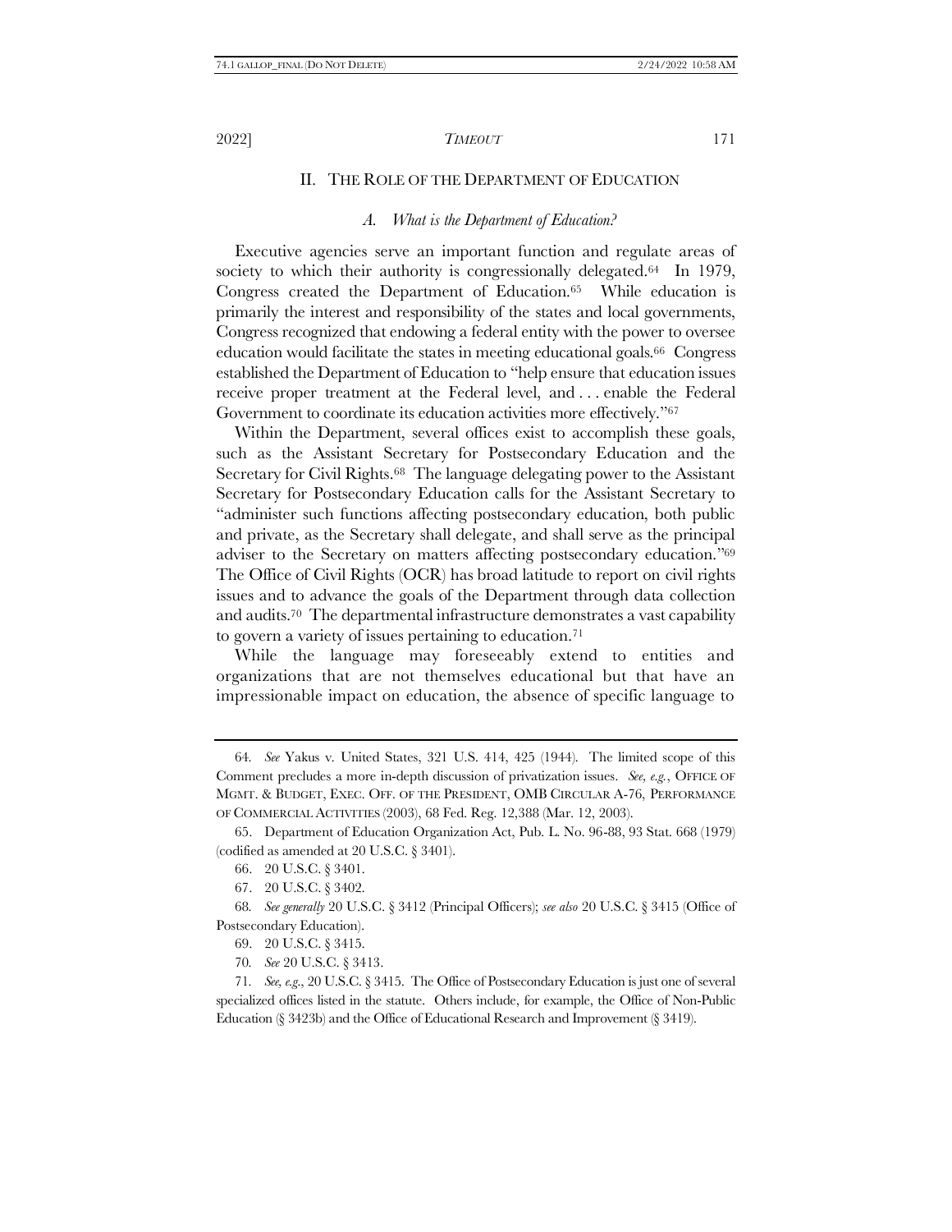## II. THE ROLE OF THE DEPARTMENT OF EDUCATION

### A. *What is the Department of Education?*

Executive agencies serve an important function and regulate areas of society to which their authority is congressionally delegated.[64] In 1979, Congress created the Department of Education.[65] While education is primarily the interest and responsibility of the states and local governments, Congress recognized that endowing a federal entity with the power to oversee education would facilitate the states in meeting educational goals.[66] Congress established the Department of Education to "help ensure that education issues receive proper treatment at the Federal level, and . . . enable the Federal Government to coordinate its education activities more effectively."[67]

Within the Department, several offices exist to accomplish these goals, such as the Assistant Secretary for Postsecondary Education and the Secretary for Civil Rights.[68] The language delegating power to the Assistant Secretary for Postsecondary Education calls for the Assistant Secretary to "administer such functions affecting postsecondary education, both public and private, as the Secretary shall delegate, and shall serve as the principal adviser to the Secretary on matters affecting postsecondary education."[69] The Office of Civil Rights (OCR) has broad latitude to report on civil rights issues and to advance the goals of the Department through data collection and audits.[70] The departmental infrastructure demonstrates a vast capability to govern a variety of issues pertaining to education.[71]

While the language may foreseeably extend to entities and organizations that are not themselves educational but that have an impressionable impact on education, the absence of specific language to

---

64. *See* Yakus v. United States, 321 U.S. 414, 425 (1944). The limited scope of this Comment precludes a more in-depth discussion of privatization issues. *See, e.g.*, OFFICE OF MGMT. & BUDGET, EXEC. OFF. OF THE PRESIDENT, OMB CIRCULAR A-76, PERFORMANCE OF COMMERCIAL ACTIVITIES (2003), 68 Fed. Reg. 12,388 (Mar. 12, 2003).

65. Department of Education Organization Act, Pub. L. No. 96-88, 93 Stat. 668 (1979) (codified as amended at 20 U.S.C. § 3401).

66. 20 U.S.C. § 3401.

67. 20 U.S.C. § 3402.

68. *See generally* 20 U.S.C. § 3412 (Principal Officers); *see also* 20 U.S.C. § 3415 (Office of Postsecondary Education).

69. 20 U.S.C. § 3415.

70. *See* 20 U.S.C. § 3413.

71. *See, e.g.*, 20 U.S.C. § 3415. The Office of Postsecondary Education is just one of several specialized offices listed in the statute. Others include, for example, the Office of Non-Public Education (§ 3423b) and the Office of Educational Research and Improvement (§ 3419).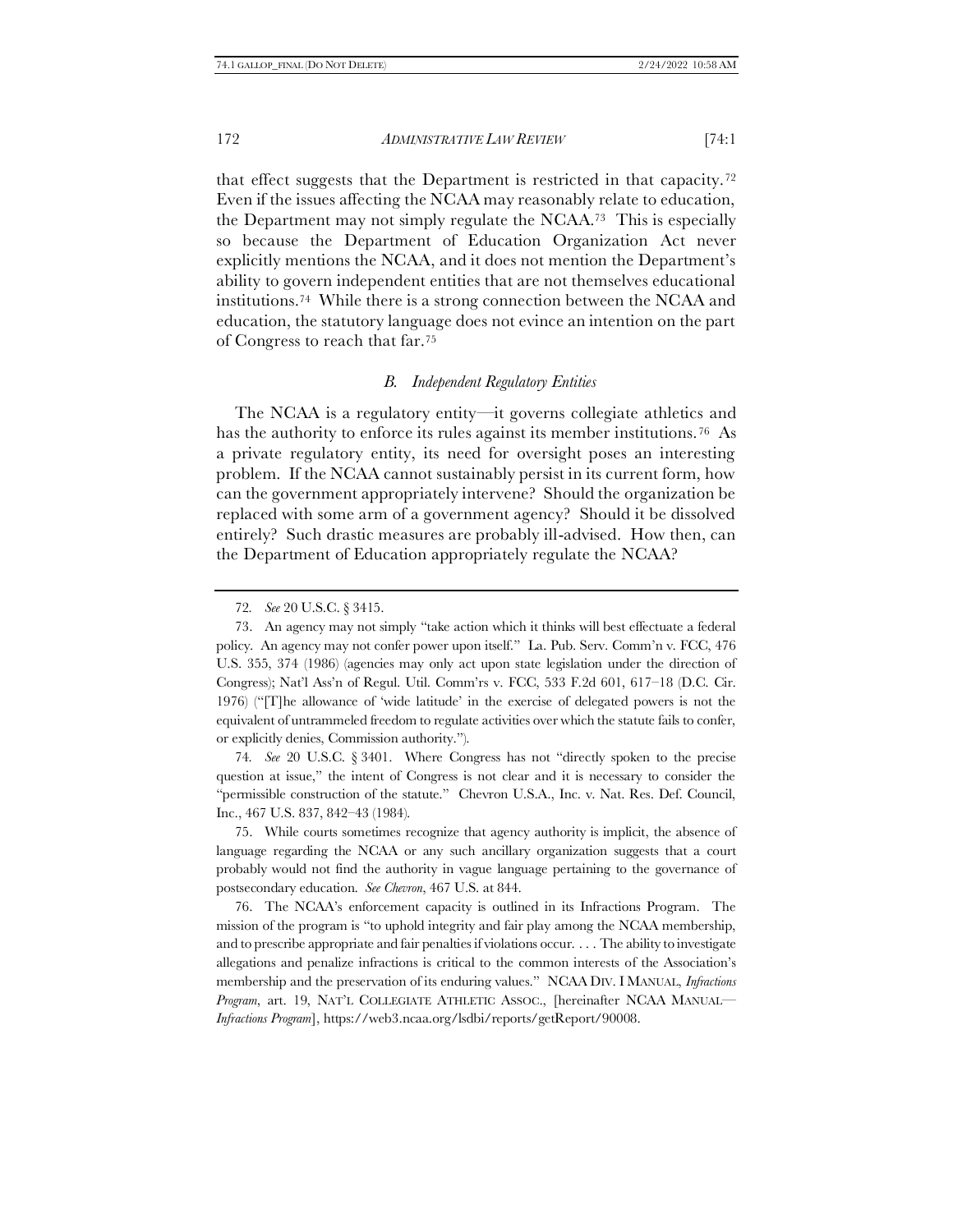that effect suggests that the Department is restricted in that capacity.[72] Even if the issues affecting the NCAA may reasonably relate to education, the Department may not simply regulate the NCAA.[73] This is especially so because the Department of Education Organization Act never explicitly mentions the NCAA, and it does not mention the Department's ability to govern independent entities that are not themselves educational institutions.[74] While there is a strong connection between the NCAA and education, the statutory language does not evince an intention on the part of Congress to reach that far.[75]

### *B. Independent Regulatory Entities*

The NCAA is a regulatory entity—it governs collegiate athletics and has the authority to enforce its rules against its member institutions.[76] As a private regulatory entity, its need for oversight poses an interesting problem. If the NCAA cannot sustainably persist in its current form, how can the government appropriately intervene? Should the organization be replaced with some arm of a government agency? Should it be dissolved entirely? Such drastic measures are probably ill-advised. How then, can the Department of Education appropriately regulate the NCAA?

---

72. *See* 20 U.S.C. § 3415.

73. An agency may not simply "take action which it thinks will best effectuate a federal policy. An agency may not confer power upon itself." La. Pub. Serv. Comm'n v. FCC, 476 U.S. 355, 374 (1986) (agencies may only act upon state legislation under the direction of Congress); Nat'l Ass'n of Regul. Util. Comm'rs v. FCC, 533 F.2d 601, 617–18 (D.C. Cir. 1976) ("[T]he allowance of 'wide latitude' in the exercise of delegated powers is not the equivalent of untrammeled freedom to regulate activities over which the statute fails to confer, or explicitly denies, Commission authority.").

74. *See* 20 U.S.C. § 3401. Where Congress has not "directly spoken to the precise question at issue," the intent of Congress is not clear and it is necessary to consider the "permissible construction of the statute." Chevron U.S.A., Inc. v. Nat. Res. Def. Council, Inc., 467 U.S. 837, 842–43 (1984).

75. While courts sometimes recognize that agency authority is implicit, the absence of language regarding the NCAA or any such ancillary organization suggests that a court probably would not find the authority in vague language pertaining to the governance of postsecondary education. *See Chevron*, 467 U.S. at 844.

76. The NCAA's enforcement capacity is outlined in its Infractions Program. The mission of the program is "to uphold integrity and fair play among the NCAA membership, and to prescribe appropriate and fair penalties if violations occur. . . . The ability to investigate allegations and penalize infractions is critical to the common interests of the Association's membership and the preservation of its enduring values." NCAA DIV. I MANUAL, *Infractions Program*, art. 19, NAT'L COLLEGIATE ATHLETIC ASSOC., [hereinafter NCAA MANUAL—*Infractions Program*], https://web3.ncaa.org/lsdbi/reports/getReport/90008.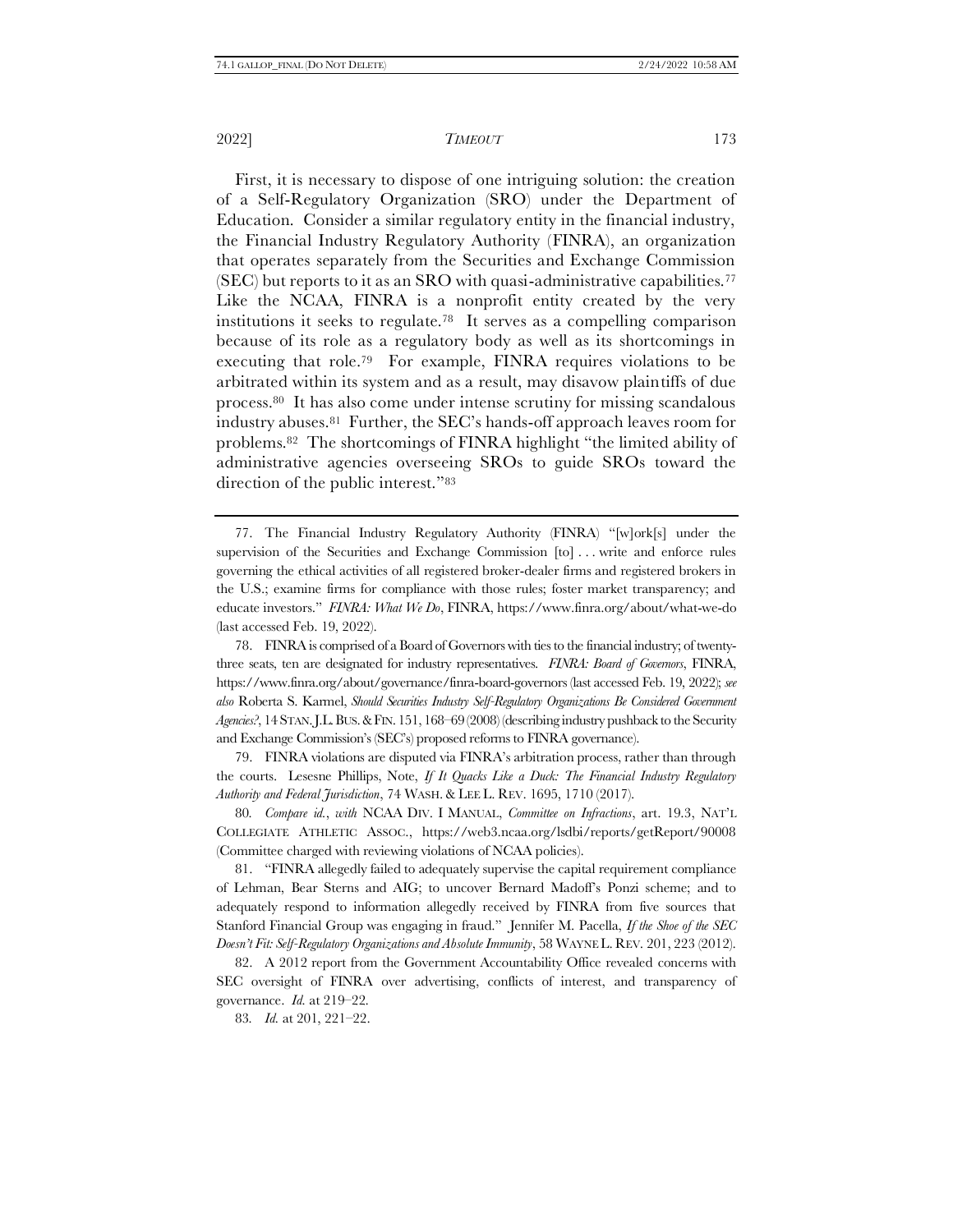First, it is necessary to dispose of one intriguing solution: the creation of a Self-Regulatory Organization (SRO) under the Department of Education. Consider a similar regulatory entity in the financial industry, the Financial Industry Regulatory Authority (FINRA), an organization that operates separately from the Securities and Exchange Commission (SEC) but reports to it as an SRO with quasi-administrative capabilities.[77] Like the NCAA, FINRA is a nonprofit entity created by the very institutions it seeks to regulate.[78] It serves as a compelling comparison because of its role as a regulatory body as well as its shortcomings in executing that role.[79] For example, FINRA requires violations to be arbitrated within its system and as a result, may disavow plaintiffs of due process.[80] It has also come under intense scrutiny for missing scandalous industry abuses.[81] Further, the SEC's hands-off approach leaves room for problems.[82] The shortcomings of FINRA highlight "the limited ability of administrative agencies overseeing SROs to guide SROs toward the direction of the public interest."[83]

---

77. The Financial Industry Regulatory Authority (FINRA) "[w]ork[s] under the supervision of the Securities and Exchange Commission [to] . . . write and enforce rules governing the ethical activities of all registered broker-dealer firms and registered brokers in the U.S.; examine firms for compliance with those rules; foster market transparency; and educate investors." *FINRA: What We Do*, FINRA, https://www.finra.org/about/what-we-do (last accessed Feb. 19, 2022).

78. FINRA is comprised of a Board of Governors with ties to the financial industry; of twenty-three seats, ten are designated for industry representatives. *FINRA: Board of Governors*, FINRA, https://www.finra.org/about/governance/finra-board-governors (last accessed Feb. 19, 2022); *see also* Roberta S. Karmel, *Should Securities Industry Self-Regulatory Organizations Be Considered Government Agencies?*, 14 STAN. J.L. BUS. & FIN. 151, 168–69 (2008) (describing industry pushback to the Security and Exchange Commission's (SEC's) proposed reforms to FINRA governance).

79. FINRA violations are disputed via FINRA's arbitration process, rather than through the courts. Lesesne Phillips, Note, *If It Quacks Like a Duck: The Financial Industry Regulatory Authority and Federal Jurisdiction*, 74 WASH. & LEE L. REV. 1695, 1710 (2017).

80. *Compare id.*, *with* NCAA DIV. I MANUAL, *Committee on Infractions*, art. 19.3, NAT'L COLLEGIATE ATHLETIC ASSOC., https://web3.ncaa.org/lsdbi/reports/getReport/90008 (Committee charged with reviewing violations of NCAA policies).

81. "FINRA allegedly failed to adequately supervise the capital requirement compliance of Lehman, Bear Sterns and AIG; to uncover Bernard Madoff's Ponzi scheme; and to adequately respond to information allegedly received by FINRA from five sources that Stanford Financial Group was engaging in fraud." Jennifer M. Pacella, *If the Shoe of the SEC Doesn't Fit: Self-Regulatory Organizations and Absolute Immunity*, 58 WAYNE L. REV. 201, 223 (2012).

82. A 2012 report from the Government Accountability Office revealed concerns with SEC oversight of FINRA over advertising, conflicts of interest, and transparency of governance. *Id.* at 219–22.

83. *Id.* at 201, 221–22.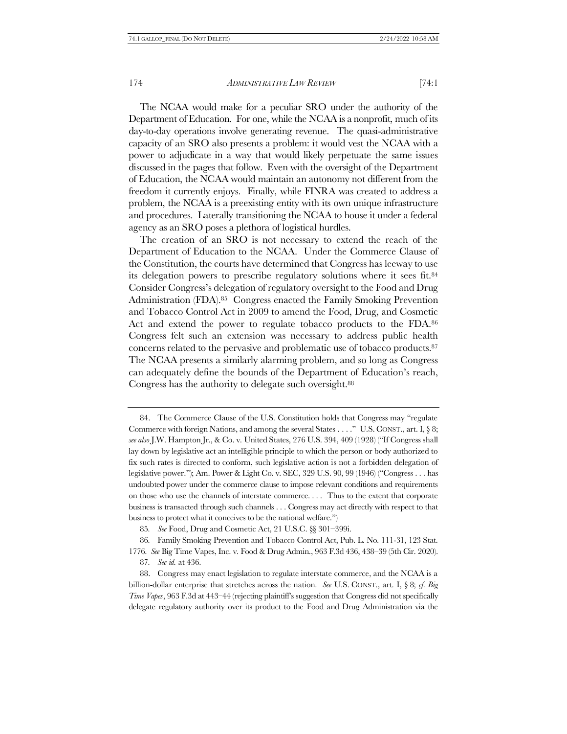The NCAA would make for a peculiar SRO under the authority of the Department of Education. For one, while the NCAA is a nonprofit, much of its day-to-day operations involve generating revenue. The quasi-administrative capacity of an SRO also presents a problem: it would vest the NCAA with a power to adjudicate in a way that would likely perpetuate the same issues discussed in the pages that follow. Even with the oversight of the Department of Education, the NCAA would maintain an autonomy not different from the freedom it currently enjoys. Finally, while FINRA was created to address a problem, the NCAA is a preexisting entity with its own unique infrastructure and procedures. Laterally transitioning the NCAA to house it under a federal agency as an SRO poses a plethora of logistical hurdles.

The creation of an SRO is not necessary to extend the reach of the Department of Education to the NCAA. Under the Commerce Clause of the Constitution, the courts have determined that Congress has leeway to use its delegation powers to prescribe regulatory solutions where it sees fit.[84] Consider Congress's delegation of regulatory oversight to the Food and Drug Administration (FDA).[85] Congress enacted the Family Smoking Prevention and Tobacco Control Act in 2009 to amend the Food, Drug, and Cosmetic Act and extend the power to regulate tobacco products to the FDA.[86] Congress felt such an extension was necessary to address public health concerns related to the pervasive and problematic use of tobacco products.[87] The NCAA presents a similarly alarming problem, and so long as Congress can adequately define the bounds of the Department of Education's reach, Congress has the authority to delegate such oversight.[88]

---

84. The Commerce Clause of the U.S. Constitution holds that Congress may "regulate Commerce with foreign Nations, and among the several States . . . ." U.S. CONST., art. I, § 8; *see also* J.W. Hampton Jr., & Co. v. United States, 276 U.S. 394, 409 (1928) ("If Congress shall lay down by legislative act an intelligible principle to which the person or body authorized to fix such rates is directed to conform, such legislative action is not a forbidden delegation of legislative power."); Am. Power & Light Co. v. SEC, 329 U.S. 90, 99 (1946) ("Congress . . . has undoubted power under the commerce clause to impose relevant conditions and requirements on those who use the channels of interstate commerce. . . . Thus to the extent that corporate business is transacted through such channels . . . Congress may act directly with respect to that business to protect what it conceives to be the national welfare.")

85. *See* Food, Drug and Cosmetic Act, 21 U.S.C. §§ 301–399i.

86. Family Smoking Prevention and Tobacco Control Act, Pub. L. No. 111-31, 123 Stat. 1776. *See* Big Time Vapes, Inc. v. Food & Drug Admin., 963 F.3d 436, 438–39 (5th Cir. 2020).

87. *See id.* at 436.

88. Congress may enact legislation to regulate interstate commerce, and the NCAA is a billion-dollar enterprise that stretches across the nation. *See* U.S. CONST., art. I, § 8; *cf. Big Time Vapes*, 963 F.3d at 443–44 (rejecting plaintiff's suggestion that Congress did not specifically delegate regulatory authority over its product to the Food and Drug Administration via the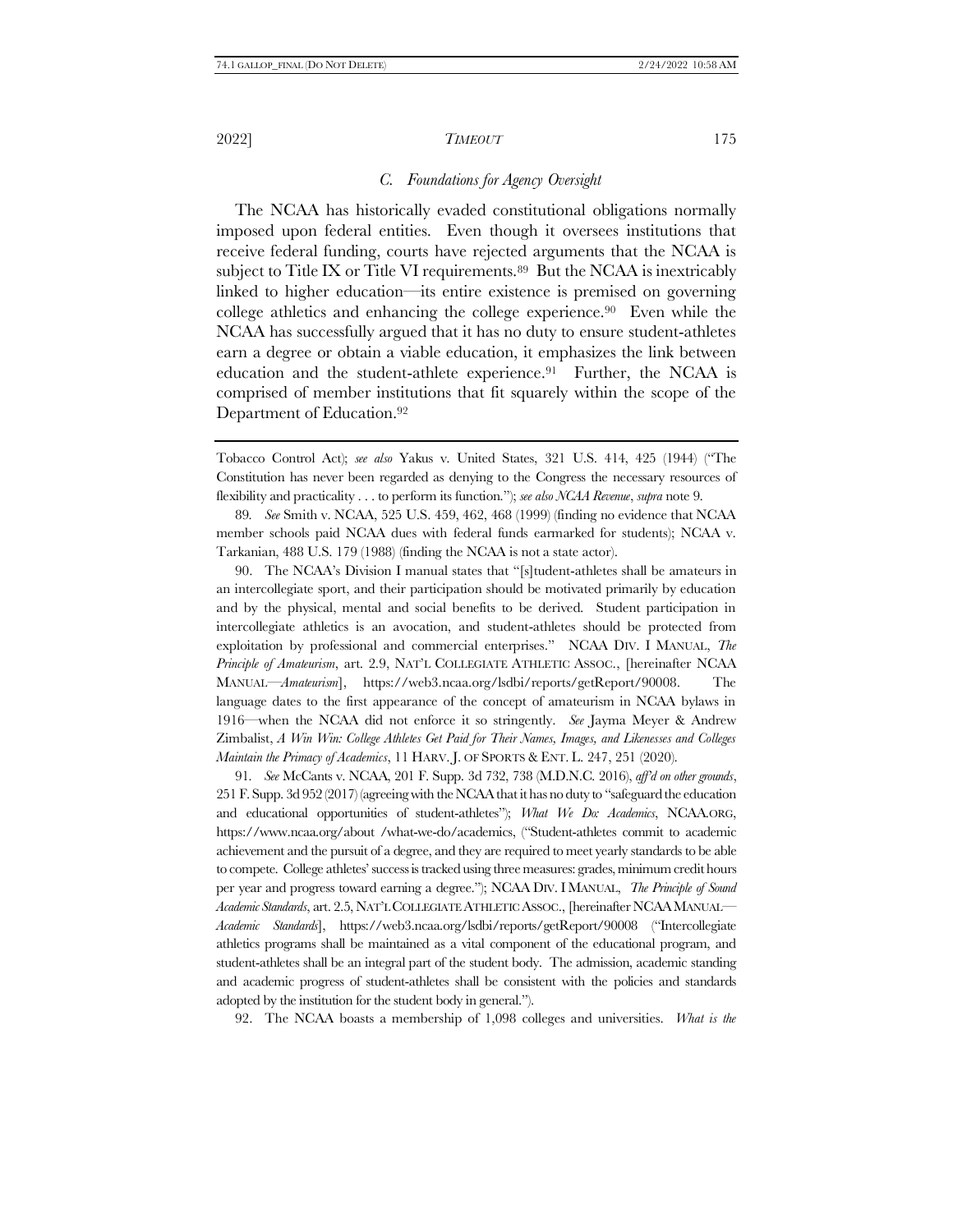### *C. Foundations for Agency Oversight*

The NCAA has historically evaded constitutional obligations normally imposed upon federal entities. Even though it oversees institutions that receive federal funding, courts have rejected arguments that the NCAA is subject to Title IX or Title VI requirements.[89] But the NCAA is inextricably linked to higher education—its entire existence is premised on governing college athletics and enhancing the college experience.[90] Even while the NCAA has successfully argued that it has no duty to ensure student-athletes earn a degree or obtain a viable education, it emphasizes the link between education and the student-athlete experience.[91] Further, the NCAA is comprised of member institutions that fit squarely within the scope of the Department of Education.[92]

---

Tobacco Control Act); *see also* Yakus v. United States, 321 U.S. 414, 425 (1944) ("The Constitution has never been regarded as denying to the Congress the necessary resources of flexibility and practicality . . . to perform its function."); *see also NCAA Revenue*, *supra* note 9.

89. *See* Smith v. NCAA, 525 U.S. 459, 462, 468 (1999) (finding no evidence that NCAA member schools paid NCAA dues with federal funds earmarked for students); NCAA v. Tarkanian, 488 U.S. 179 (1988) (finding the NCAA is not a state actor).

90. The NCAA's Division I manual states that "[s]tudent-athletes shall be amateurs in an intercollegiate sport, and their participation should be motivated primarily by education and by the physical, mental and social benefits to be derived. Student participation in intercollegiate athletics is an avocation, and student-athletes should be protected from exploitation by professional and commercial enterprises." NCAA DIV. I MANUAL, *The Principle of Amateurism*, art. 2.9, NAT'L COLLEGIATE ATHLETIC ASSOC., [hereinafter NCAA MANUAL—*Amateurism*], https://web3.ncaa.org/lsdbi/reports/getReport/90008. The language dates to the first appearance of the concept of amateurism in NCAA bylaws in 1916—when the NCAA did not enforce it so stringently. *See* Jayma Meyer & Andrew Zimbalist, *A Win Win: College Athletes Get Paid for Their Names, Images, and Likenesses and Colleges Maintain the Primacy of Academics*, 11 HARV. J. OF SPORTS & ENT. L. 247, 251 (2020).

91. *See* McCants v. NCAA, 201 F. Supp. 3d 732, 738 (M.D.N.C. 2016), *aff'd on other grounds*, 251 F. Supp. 3d 952 (2017) (agreeing with the NCAA that it has no duty to "safeguard the education and educational opportunities of student-athletes"); *What We Do: Academics*, NCAA.ORG, https://www.ncaa.org/about /what-we-do/academics, ("Student-athletes commit to academic achievement and the pursuit of a degree, and they are required to meet yearly standards to be able to compete. College athletes' success is tracked using three measures: grades, minimum credit hours per year and progress toward earning a degree."); NCAA DIV. I MANUAL, *The Principle of Sound Academic Standards*, art. 2.5, NAT'L COLLEGIATE ATHLETIC ASSOC., [hereinafter NCAA MANUAL—*Academic Standards*], https://web3.ncaa.org/lsdbi/reports/getReport/90008 ("Intercollegiate athletics programs shall be maintained as a vital component of the educational program, and student-athletes shall be an integral part of the student body. The admission, academic standing and academic progress of student-athletes shall be consistent with the policies and standards adopted by the institution for the student body in general.").

92. The NCAA boasts a membership of 1,098 colleges and universities. *What is the*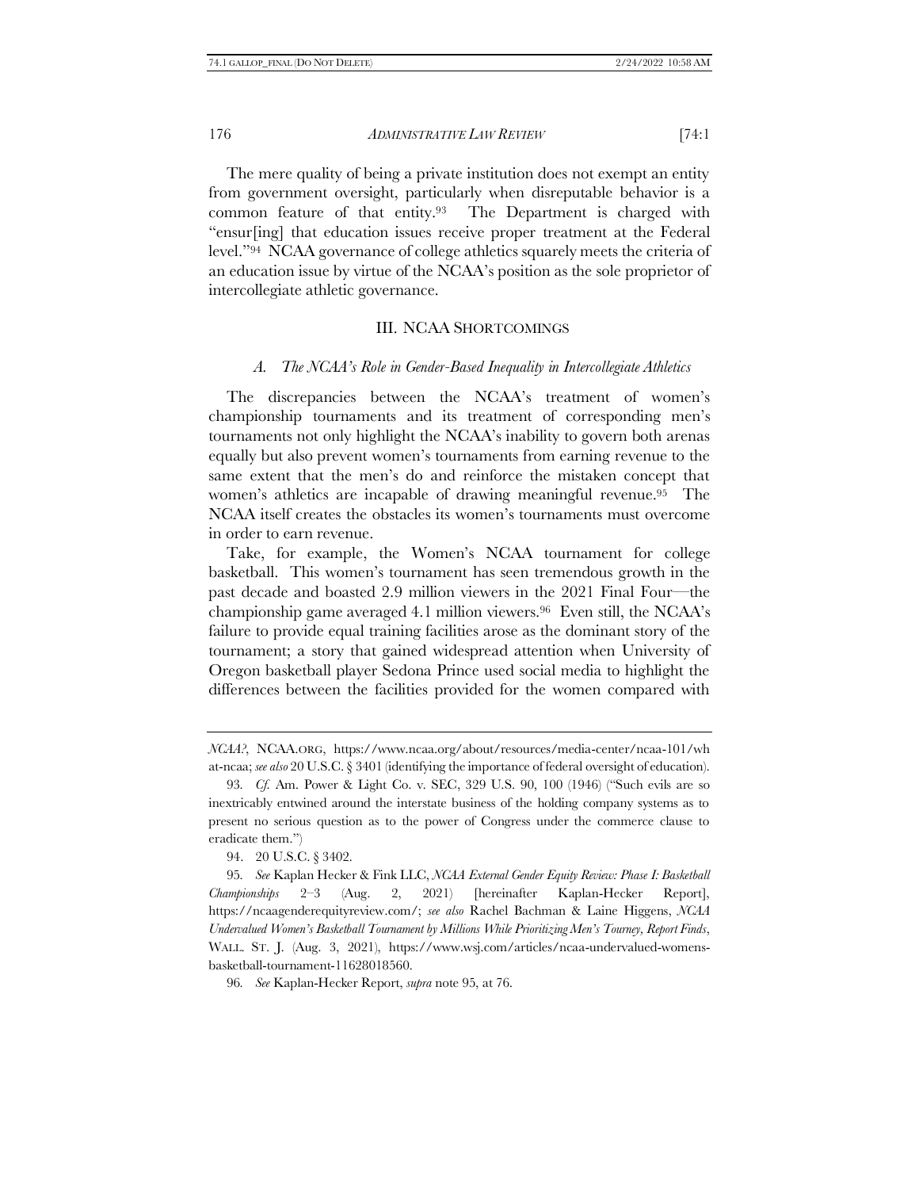The mere quality of being a private institution does not exempt an entity from government oversight, particularly when disreputable behavior is a common feature of that entity.[93] The Department is charged with "ensur[ing] that education issues receive proper treatment at the Federal level."[94] NCAA governance of college athletics squarely meets the criteria of an education issue by virtue of the NCAA's position as the sole proprietor of intercollegiate athletic governance.

## III. NCAA SHORTCOMINGS

### *A. The NCAA's Role in Gender-Based Inequality in Intercollegiate Athletics*

The discrepancies between the NCAA's treatment of women's championship tournaments and its treatment of corresponding men's tournaments not only highlight the NCAA's inability to govern both arenas equally but also prevent women's tournaments from earning revenue to the same extent that the men's do and reinforce the mistaken concept that women's athletics are incapable of drawing meaningful revenue.[95] The NCAA itself creates the obstacles its women's tournaments must overcome in order to earn revenue.

Take, for example, the Women's NCAA tournament for college basketball. This women's tournament has seen tremendous growth in the past decade and boasted 2.9 million viewers in the 2021 Final Four—the championship game averaged 4.1 million viewers.[96] Even still, the NCAA's failure to provide equal training facilities arose as the dominant story of the tournament; a story that gained widespread attention when University of Oregon basketball player Sedona Prince used social media to highlight the differences between the facilities provided for the women compared with

---

*NCAA?*, NCAA.ORG, https://www.ncaa.org/about/resources/media-center/ncaa-101/what-ncaa; *see also* 20 U.S.C. § 3401 (identifying the importance of federal oversight of education).

93. *Cf.* Am. Power & Light Co. v. SEC, 329 U.S. 90, 100 (1946) ("Such evils are so inextricably entwined around the interstate business of the holding company systems as to present no serious question as to the power of Congress under the commerce clause to eradicate them.")

94. 20 U.S.C. § 3402.

95. *See* Kaplan Hecker & Fink LLC, *NCAA External Gender Equity Review: Phase I: Basketball Championships* 2–3 (Aug. 2, 2021) [hereinafter Kaplan-Hecker Report], https://ncaagenderequityreview.com/; *see also* Rachel Bachman & Laine Higgens, *NCAA Undervalued Women's Basketball Tournament by Millions While Prioritizing Men's Tourney, Report Finds*, WALL. ST. J. (Aug. 3, 2021), https://www.wsj.com/articles/ncaa-undervalued-womens-basketball-tournament-11628018560.

96. *See* Kaplan-Hecker Report, *supra* note 95, at 76.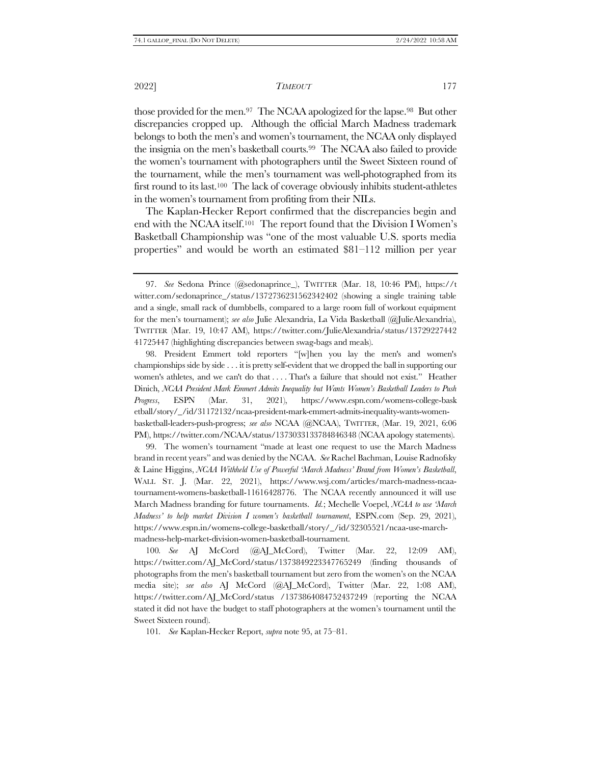those provided for the men.[97] The NCAA apologized for the lapse.[98] But other discrepancies cropped up. Although the official March Madness trademark belongs to both the men's and women's tournament, the NCAA only displayed the insignia on the men's basketball courts.[99] The NCAA also failed to provide the women's tournament with photographers until the Sweet Sixteen round of the tournament, while the men's tournament was well-photographed from its first round to its last.[100] The lack of coverage obviously inhibits student-athletes in the women's tournament from profiting from their NILs.

The Kaplan-Hecker Report confirmed that the discrepancies begin and end with the NCAA itself.[101] The report found that the Division I Women's Basketball Championship was "one of the most valuable U.S. sports media properties" and would be worth an estimated $81–112 million per year

---

97. *See* Sedona Prince (@sedonaprince_), TWITTER (Mar. 18, 10:46 PM), https://twitter.com/sedonaprince_/status/1372736231562342402 (showing a single training table and a single, small rack of dumbbells, compared to a large room full of workout equipment for the men's tournament); *see also* Julie Alexandria, La Vida Basketball (@JulieAlexandria), TWITTER (Mar. 19, 10:47 AM), https://twitter.com/JulieAlexandria/status/1372922744241725447 (highlighting discrepancies between swag-bags and meals).

98. President Emmert told reporters "[w]hen you lay the men's and women's championships side by side . . . it is pretty self-evident that we dropped the ball in supporting our women's athletes, and we can't do that . . . . That's a failure that should not exist." Heather Dinich, *NCAA President Mark Emmert Admits Inequality but Wants Women's Basketball Leaders to Push Progress*, ESPN (Mar. 31, 2021), https://www.espn.com/womens-college-basketball/story/_/id/31172132/ncaa-president-mark-emmert-admits-inequality-wants-women-basketball-leaders-push-progress; *see also* NCAA (@NCAA), TWITTER, (Mar. 19, 2021, 6:06 PM), https://twitter.com/NCAA/status/1373033133784846348 (NCAA apology statements).

99. The women's tournament "made at least one request to use the March Madness brand in recent years" and was denied by the NCAA. *See* Rachel Bachman, Louise Radnofsky & Laine Higgins, *NCAA Withheld Use of Powerful 'March Madness' Brand from Women's Basketball*, WALL ST. J. (Mar. 22, 2021), https://www.wsj.com/articles/march-madness-ncaa-tournament-womens-basketball-11616428776. The NCAA recently announced it will use March Madness branding for future tournaments. *Id.*; Mechelle Voepel, *NCAA to use 'March Madness' to help market Division I women's basketball tournament*, ESPN.com (Sep. 29, 2021), https://www.espn.in/womens-college-basketball/story/_/id/32305521/ncaa-use-march-madness-help-market-division-women-basketball-tournament.

100. *See* AJ McCord (@AJ_McCord), Twitter (Mar. 22, 12:09 AM), https://twitter.com/AJ_McCord/status/1373849223347765249 (finding thousands of photographs from the men's basketball tournament but zero from the women's on the NCAA media site); *see also* AJ McCord (@AJ_McCord), Twitter (Mar. 22, 1:08 AM), https://twitter.com/AJ_McCord/status /1373864084752437249 (reporting the NCAA stated it did not have the budget to staff photographers at the women's tournament until the Sweet Sixteen round).

101. *See* Kaplan-Hecker Report, *supra* note 95, at 75–81.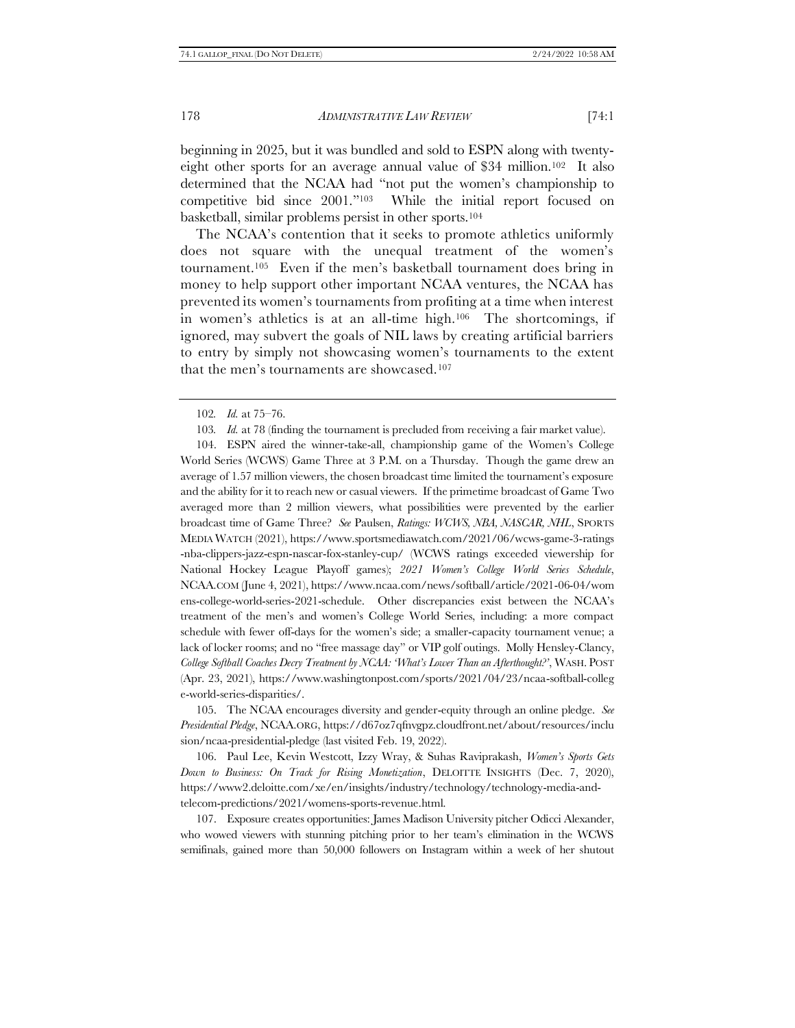beginning in 2025, but it was bundled and sold to ESPN along with twenty-eight other sports for an average annual value of $34 million.[102] It also determined that the NCAA had "not put the women's championship to competitive bid since 2001."[103] While the initial report focused on basketball, similar problems persist in other sports.[104]

The NCAA's contention that it seeks to promote athletics uniformly does not square with the unequal treatment of the women's tournament.[105] Even if the men's basketball tournament does bring in money to help support other important NCAA ventures, the NCAA has prevented its women's tournaments from profiting at a time when interest in women's athletics is at an all-time high.[106] The shortcomings, if ignored, may subvert the goals of NIL laws by creating artificial barriers to entry by simply not showcasing women's tournaments to the extent that the men's tournaments are showcased.[107]

---

102. *Id.* at 75–76.

103. *Id.* at 78 (finding the tournament is precluded from receiving a fair market value).

104. ESPN aired the winner-take-all, championship game of the Women's College World Series (WCWS) Game Three at 3 P.M. on a Thursday. Though the game drew an average of 1.57 million viewers, the chosen broadcast time limited the tournament's exposure and the ability for it to reach new or casual viewers. If the primetime broadcast of Game Two averaged more than 2 million viewers, what possibilities were prevented by the earlier broadcast time of Game Three? *See* Paulsen, *Ratings: WCWS, NBA, NASCAR, NHL*, SPORTS MEDIA WATCH (2021), https://www.sportsmediawatch.com/2021/06/wcws-game-3-ratings-nba-clippers-jazz-espn-nascar-fox-stanley-cup/ (WCWS ratings exceeded viewership for National Hockey League Playoff games); *2021 Women's College World Series Schedule*, NCAA.COM (June 4, 2021), https://www.ncaa.com/news/softball/article/2021-06-04/womens-college-world-series-2021-schedule. Other discrepancies exist between the NCAA's treatment of the men's and women's College World Series, including: a more compact schedule with fewer off-days for the women's side; a smaller-capacity tournament venue; a lack of locker rooms; and no "free massage day" or VIP golf outings. Molly Hensley-Clancy, *College Softball Coaches Decry Treatment by NCAA: 'What's Lower Than an Afterthought?'*, WASH. POST (Apr. 23, 2021), https://www.washingtonpost.com/sports/2021/04/23/ncaa-softball-college-world-series-disparities/.

105. The NCAA encourages diversity and gender-equity through an online pledge. *See Presidential Pledge*, NCAA.ORG, https://d67oz7qfnvgpz.cloudfront.net/about/resources/inclusion/ncaa-presidential-pledge (last visited Feb. 19, 2022).

106. Paul Lee, Kevin Westcott, Izzy Wray, & Suhas Raviprakash, *Women's Sports Gets Down to Business: On Track for Rising Monetization*, DELOITTE INSIGHTS (Dec. 7, 2020), https://www2.deloitte.com/xe/en/insights/industry/technology/technology-media-and-telecom-predictions/2021/womens-sports-revenue.html.

107. Exposure creates opportunities: James Madison University pitcher Odicci Alexander, who wowed viewers with stunning pitching prior to her team's elimination in the WCWS semifinals, gained more than 50,000 followers on Instagram within a week of her shutout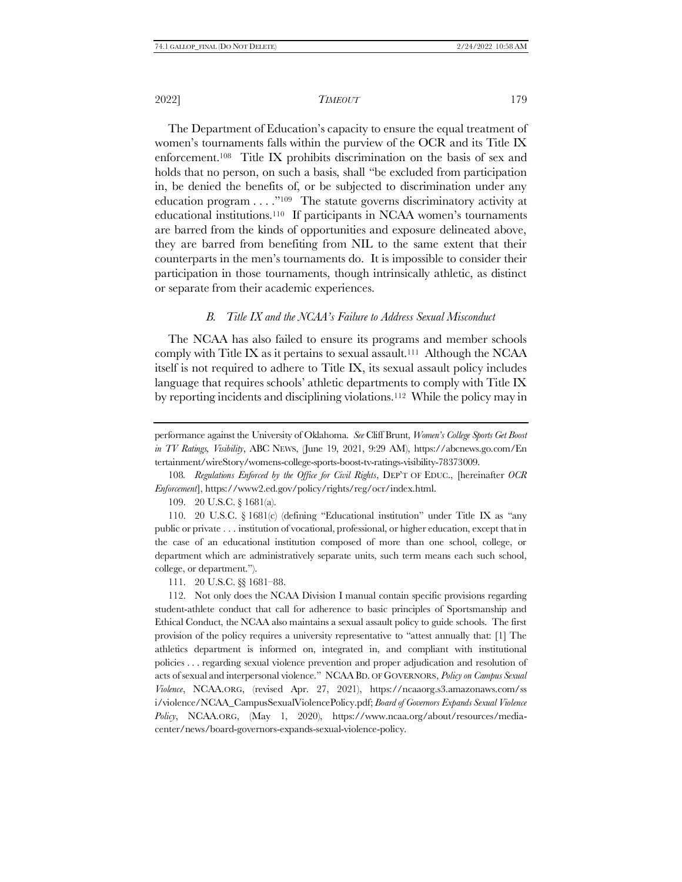The Department of Education's capacity to ensure the equal treatment of women's tournaments falls within the purview of the OCR and its Title IX enforcement.[108] Title IX prohibits discrimination on the basis of sex and holds that no person, on such a basis, shall "be excluded from participation in, be denied the benefits of, or be subjected to discrimination under any education program . . . ."[109] The statute governs discriminatory activity at educational institutions.[110] If participants in NCAA women's tournaments are barred from the kinds of opportunities and exposure delineated above, they are barred from benefiting from NIL to the same extent that their counterparts in the men's tournaments do. It is impossible to consider their participation in those tournaments, though intrinsically athletic, as distinct or separate from their academic experiences.

### *B. Title IX and the NCAA's Failure to Address Sexual Misconduct*

The NCAA has also failed to ensure its programs and member schools comply with Title IX as it pertains to sexual assault.[111] Although the NCAA itself is not required to adhere to Title IX, its sexual assault policy includes language that requires schools' athletic departments to comply with Title IX by reporting incidents and disciplining violations.[112] While the policy may in

---

performance against the University of Oklahoma. *See* Cliff Brunt, *Women's College Sports Get Boost in TV Ratings, Visibility*, ABC NEWS, (June 19, 2021, 9:29 AM), https://abcnews.go.com/Entertainment/wireStory/womens-college-sports-boost-tv-ratings-visibility-78373009.

108. *Regulations Enforced by the Office for Civil Rights*, DEP'T OF EDUC., [hereinafter *OCR Enforcement*], https://www2.ed.gov/policy/rights/reg/ocr/index.html.

109. 20 U.S.C. § 1681(a).

110. 20 U.S.C. § 1681(c) (defining "Educational institution" under Title IX as "any public or private . . . institution of vocational, professional, or higher education, except that in the case of an educational institution composed of more than one school, college, or department which are administratively separate units, such term means each such school, college, or department.").

111. 20 U.S.C. §§ 1681–88.

112. Not only does the NCAA Division I manual contain specific provisions regarding student-athlete conduct that call for adherence to basic principles of Sportsmanship and Ethical Conduct, the NCAA also maintains a sexual assault policy to guide schools. The first provision of the policy requires a university representative to "attest annually that: [1] The athletics department is informed on, integrated in, and compliant with institutional policies . . . regarding sexual violence prevention and proper adjudication and resolution of acts of sexual and interpersonal violence." NCAA BD. OF GOVERNORS, *Policy on Campus Sexual Violence*, NCAA.ORG, (revised Apr. 27, 2021), https://ncaaorg.s3.amazonaws.com/ssi/violence/NCAA_CampusSexualViolencePolicy.pdf; *Board of Governors Expands Sexual Violence Policy*, NCAA.ORG, (May 1, 2020), https://www.ncaa.org/about/resources/media-center/news/board-governors-expands-sexual-violence-policy.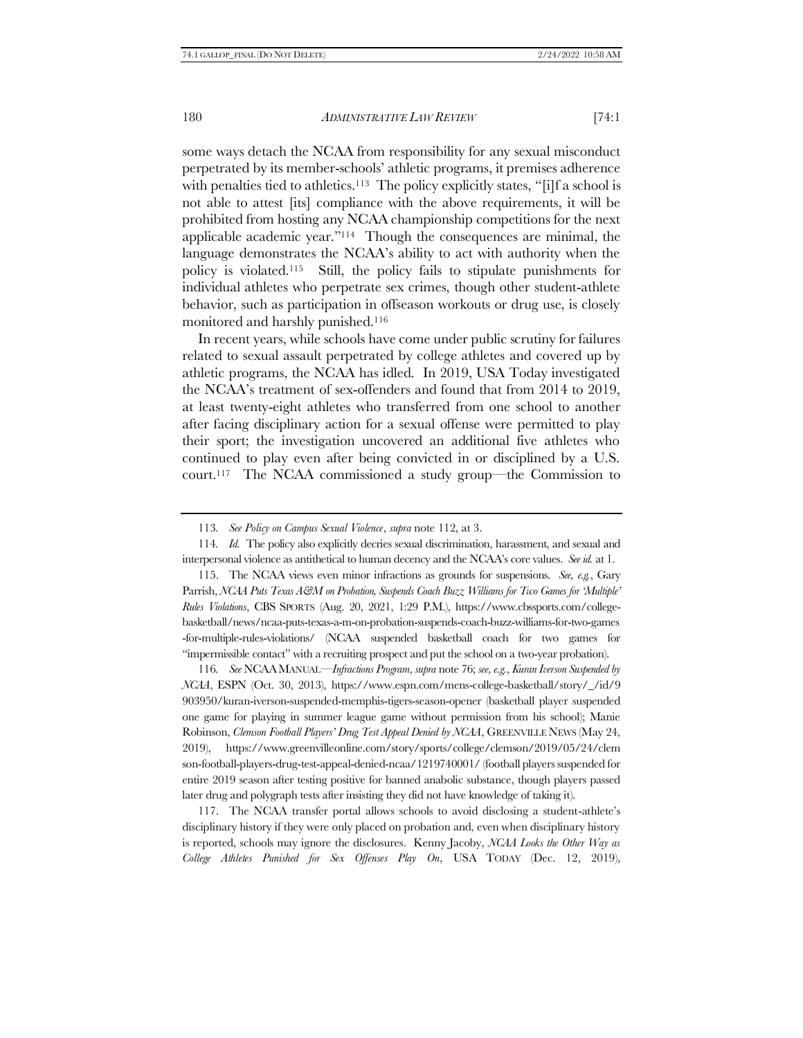some ways detach the NCAA from responsibility for any sexual misconduct perpetrated by its member-schools' athletic programs, it premises adherence with penalties tied to athletics.[113] The policy explicitly states, "[i]f a school is not able to attest [its] compliance with the above requirements, it will be prohibited from hosting any NCAA championship competitions for the next applicable academic year."[114] Though the consequences are minimal, the language demonstrates the NCAA's ability to act with authority when the policy is violated.[115] Still, the policy fails to stipulate punishments for individual athletes who perpetrate sex crimes, though other student-athlete behavior, such as participation in offseason workouts or drug use, is closely monitored and harshly punished.[116]

In recent years, while schools have come under public scrutiny for failures related to sexual assault perpetrated by college athletes and covered up by athletic programs, the NCAA has idled. In 2019, USA Today investigated the NCAA's treatment of sex-offenders and found that from 2014 to 2019, at least twenty-eight athletes who transferred from one school to another after facing disciplinary action for a sexual offense were permitted to play their sport; the investigation uncovered an additional five athletes who continued to play even after being convicted in or disciplined by a U.S. court.[117] The NCAA commissioned a study group—the Commission to

---

113. *See Policy on Campus Sexual Violence*, *supra* note 112, at 3.

114. *Id.* The policy also explicitly decries sexual discrimination, harassment, and sexual and interpersonal violence as antithetical to human decency and the NCAA's core values. *See id.* at 1.

115. The NCAA views even minor infractions as grounds for suspensions. *See, e.g.*, Gary Parrish, *NCAA Puts Texas A&M on Probation, Suspends Coach Buzz Williams for Two Games for 'Multiple' Rules Violations*, CBS SPORTS (Aug. 20, 2021, 1:29 P.M.), https://www.cbssports.com/college-basketball/news/ncaa-puts-texas-a-m-on-probation-suspends-coach-buzz-williams-for-two-games-for-multiple-rules-violations/ (NCAA suspended basketball coach for two games for "impermissible contact" with a recruiting prospect and put the school on a two-year probation).

116. *See* NCAA MANUAL—*Infractions Program*, *supra* note 76; *see, e.g.*, *Kuran Iverson Suspended by NCAA*, ESPN (Oct. 30, 2013), https://www.espn.com/mens-college-basketball/story/_/id/9903950/kuran-iverson-suspended-memphis-tigers-season-opener (basketball player suspended one game for playing in summer league game without permission from his school); Manie Robinson, *Clemson Football Players' Drug Test Appeal Denied by NCAA*, GREENVILLE NEWS (May 24, 2019), https://www.greenvilleonline.com/story/sports/college/clemson/2019/05/24/clemson-football-players-drug-test-appeal-denied-ncaa/1219740001/ (football players suspended for entire 2019 season after testing positive for banned anabolic substance, though players passed later drug and polygraph tests after insisting they did not have knowledge of taking it).

117. The NCAA transfer portal allows schools to avoid disclosing a student-athlete's disciplinary history if they were only placed on probation and, even when disciplinary history is reported, schools may ignore the disclosures. Kenny Jacoby, *NCAA Looks the Other Way as College Athletes Punished for Sex Offenses Play On*, USA TODAY (Dec. 12, 2019),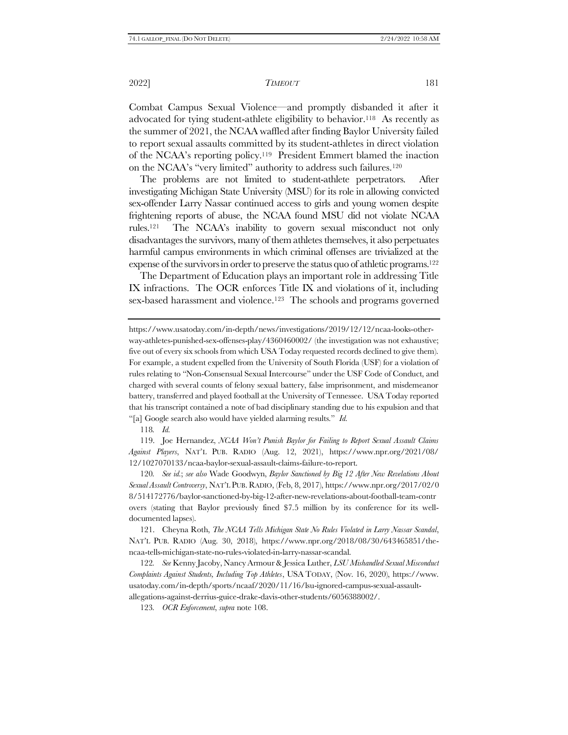Combat Campus Sexual Violence—and promptly disbanded it after it advocated for tying student-athlete eligibility to behavior.[118] As recently as the summer of 2021, the NCAA waffled after finding Baylor University failed to report sexual assaults committed by its student-athletes in direct violation of the NCAA's reporting policy.[119] President Emmert blamed the inaction on the NCAA's "very limited" authority to address such failures.[120]

The problems are not limited to student-athlete perpetrators. After investigating Michigan State University (MSU) for its role in allowing convicted sex-offender Larry Nassar continued access to girls and young women despite frightening reports of abuse, the NCAA found MSU did not violate NCAA rules.[121] The NCAA's inability to govern sexual misconduct not only disadvantages the survivors, many of them athletes themselves, it also perpetuates harmful campus environments in which criminal offenses are trivialized at the expense of the survivors in order to preserve the status quo of athletic programs.[122]

The Department of Education plays an important role in addressing Title IX infractions. The OCR enforces Title IX and violations of it, including sex-based harassment and violence.[123] The schools and programs governed

---

https://www.usatoday.com/in-depth/news/investigations/2019/12/12/ncaa-looks-other-way-athletes-punished-sex-offenses-play/4360460002/ (the investigation was not exhaustive; five out of every six schools from which USA Today requested records declined to give them). For example, a student expelled from the University of South Florida (USF) for a violation of rules relating to "Non-Consensual Sexual Intercourse" under the USF Code of Conduct, and charged with several counts of felony sexual battery, false imprisonment, and misdemeanor battery, transferred and played football at the University of Tennessee. USA Today reported that his transcript contained a note of bad disciplinary standing due to his expulsion and that "[a] Google search also would have yielded alarming results." *Id.*

118. *Id.*

119. Joe Hernandez, *NCAA Won't Punish Baylor for Failing to Report Sexual Assault Claims Against Players*, NAT'L PUB. RADIO (Aug. 12, 2021), https://www.npr.org/2021/08/12/1027070133/ncaa-baylor-sexual-assault-claims-failure-to-report.

120. *See id.*; *see also* Wade Goodwyn, *Baylor Sanctioned by Big 12 After New Revelations About Sexual Assault Controversy*, NAT'L PUB. RADIO, (Feb, 8, 2017), https://www.npr.org/2017/02/08/514172776/baylor-sanctioned-by-big-12-after-new-revelations-about-football-team-controvers (stating that Baylor previously fined $7.5 million by its conference for its well-documented lapses).

121. Cheyna Roth, *The NCAA Tells Michigan State No Rules Violated in Larry Nassar Scandal*, NAT'L PUB. RADIO (Aug. 30, 2018), https://www.npr.org/2018/08/30/643465851/the-ncaa-tells-michigan-state-no-rules-violated-in-larry-nassar-scandal.

122. *See* Kenny Jacoby, Nancy Armour & Jessica Luther, *LSU Mishandled Sexual Misconduct Complaints Against Students, Including Top Athletes*, USA TODAY, (Nov. 16, 2020), https://www.usatoday.com/in-depth/sports/ncaaf/2020/11/16/lsu-ignored-campus-sexual-assault-allegations-against-derrius-guice-drake-davis-other-students/6056388002/.

123. *OCR Enforcement*, *supra* note 108.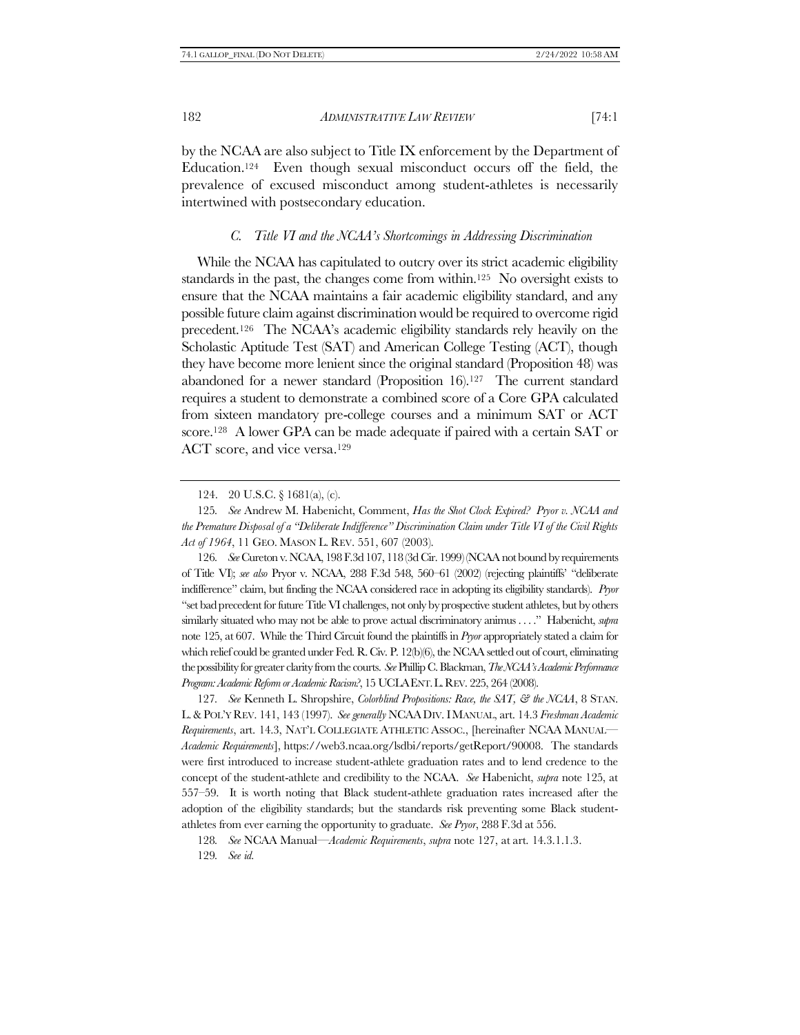by the NCAA are also subject to Title IX enforcement by the Department of Education.[124] Even though sexual misconduct occurs off the field, the prevalence of excused misconduct among student-athletes is necessarily intertwined with postsecondary education.

### *C. Title VI and the NCAA's Shortcomings in Addressing Discrimination*

While the NCAA has capitulated to outcry over its strict academic eligibility standards in the past, the changes come from within.[125] No oversight exists to ensure that the NCAA maintains a fair academic eligibility standard, and any possible future claim against discrimination would be required to overcome rigid precedent.[126] The NCAA's academic eligibility standards rely heavily on the Scholastic Aptitude Test (SAT) and American College Testing (ACT), though they have become more lenient since the original standard (Proposition 48) was abandoned for a newer standard (Proposition 16).[127] The current standard requires a student to demonstrate a combined score of a Core GPA calculated from sixteen mandatory pre-college courses and a minimum SAT or ACT score.[128] A lower GPA can be made adequate if paired with a certain SAT or ACT score, and vice versa.[129]

---

124. 20 U.S.C. § 1681(a), (c).

125. *See* Andrew M. Habenicht, Comment, *Has the Shot Clock Expired? Pryor v. NCAA and the Premature Disposal of a "Deliberate Indifference" Discrimination Claim under Title VI of the Civil Rights Act of 1964*, 11 GEO. MASON L. REV. 551, 607 (2003).

126. *See* Cureton v. NCAA, 198 F.3d 107, 118 (3d Cir. 1999) (NCAA not bound by requirements of Title VI); *see also* Pryor v. NCAA, 288 F.3d 548, 560–61 (2002) (rejecting plaintiffs' "deliberate indifference" claim, but finding the NCAA considered race in adopting its eligibility standards). *Pryor* "set bad precedent for future Title VI challenges, not only by prospective student athletes, but by others similarly situated who may not be able to prove actual discriminatory animus . . . ." Habenicht, *supra* note 125, at 607. While the Third Circuit found the plaintiffs in *Pryor* appropriately stated a claim for which relief could be granted under Fed. R. Civ. P. 12(b)(6), the NCAA settled out of court, eliminating the possibility for greater clarity from the courts. *See* Phillip C. Blackman, *The NCAA's Academic Performance Program: Academic Reform or Academic Racism?*, 15 UCLA ENT. L. REV. 225, 264 (2008).

127. *See* Kenneth L. Shropshire, *Colorblind Propositions: Race, the SAT, & the NCAA*, 8 STAN. L. & POL'Y REV. 141, 143 (1997). *See generally* NCAA DIV. I MANUAL, art. 14.3 *Freshman Academic Requirements*, art. 14.3, NAT'L COLLEGIATE ATHLETIC ASSOC., [hereinafter NCAA MANUAL—*Academic Requirements*], https://web3.ncaa.org/lsdbi/reports/getReport/90008. The standards were first introduced to increase student-athlete graduation rates and to lend credence to the concept of the student-athlete and credibility to the NCAA. *See* Habenicht, *supra* note 125, at 557–59. It is worth noting that Black student-athlete graduation rates increased after the adoption of the eligibility standards; but the standards risk preventing some Black student-athletes from ever earning the opportunity to graduate. *See Pryor*, 288 F.3d at 556.

128. *See* NCAA Manual—*Academic Requirements*, *supra* note 127, at art. 14.3.1.1.3.

129. *See id.*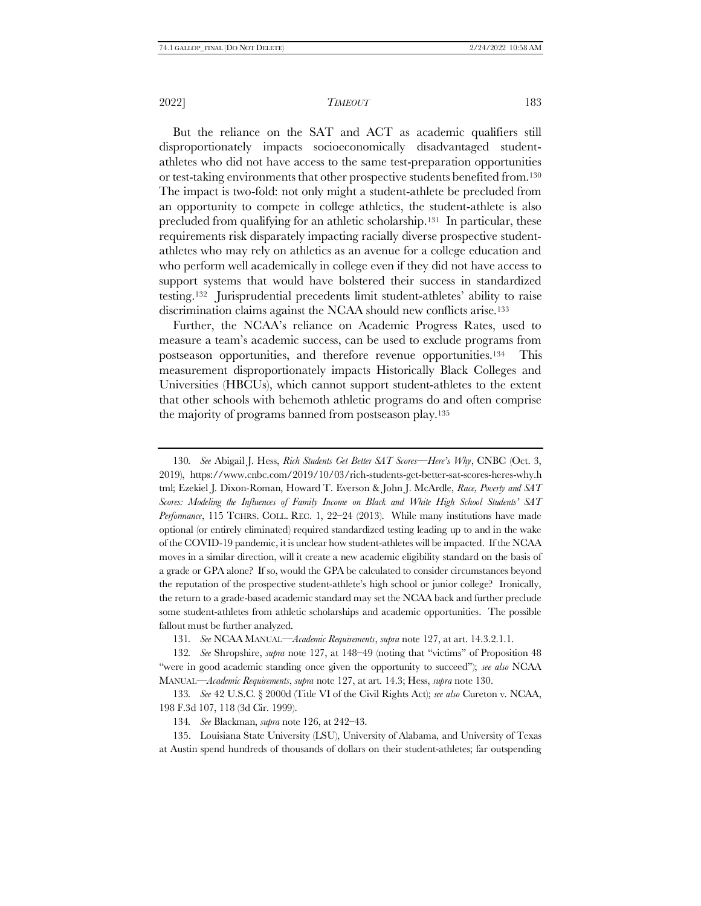But the reliance on the SAT and ACT as academic qualifiers still disproportionately impacts socioeconomically disadvantaged student-athletes who did not have access to the same test-preparation opportunities or test-taking environments that other prospective students benefited from.[130] The impact is two-fold: not only might a student-athlete be precluded from an opportunity to compete in college athletics, the student-athlete is also precluded from qualifying for an athletic scholarship.[131] In particular, these requirements risk disparately impacting racially diverse prospective student-athletes who may rely on athletics as an avenue for a college education and who perform well academically in college even if they did not have access to support systems that would have bolstered their success in standardized testing.[132] Jurisprudential precedents limit student-athletes' ability to raise discrimination claims against the NCAA should new conflicts arise.[133]

Further, the NCAA's reliance on Academic Progress Rates, used to measure a team's academic success, can be used to exclude programs from postseason opportunities, and therefore revenue opportunities.[134] This measurement disproportionately impacts Historically Black Colleges and Universities (HBCUs), which cannot support student-athletes to the extent that other schools with behemoth athletic programs do and often comprise the majority of programs banned from postseason play.[135]

---

130. *See* Abigail J. Hess, *Rich Students Get Better SAT Scores—Here's Why*, CNBC (Oct. 3, 2019), https://www.cnbc.com/2019/10/03/rich-students-get-better-sat-scores-heres-why.html; Ezekiel J. Dixon-Roman, Howard T. Everson & John J. McArdle, *Race, Poverty and SAT Scores: Modeling the Influences of Family Income on Black and White High School Students' SAT Performance*, 115 TCHRS. COLL. REC. 1, 22–24 (2013). While many institutions have made optional (or entirely eliminated) required standardized testing leading up to and in the wake of the COVID-19 pandemic, it is unclear how student-athletes will be impacted. If the NCAA moves in a similar direction, will it create a new academic eligibility standard on the basis of a grade or GPA alone? If so, would the GPA be calculated to consider circumstances beyond the reputation of the prospective student-athlete's high school or junior college? Ironically, the return to a grade-based academic standard may set the NCAA back and further preclude some student-athletes from athletic scholarships and academic opportunities. The possible fallout must be further analyzed.

131. *See* NCAA MANUAL—*Academic Requirements*, *supra* note 127, at art. 14.3.2.1.1.

132. *See* Shropshire, *supra* note 127, at 148–49 (noting that "victims" of Proposition 48 "were in good academic standing once given the opportunity to succeed"); *see also* NCAA MANUAL—*Academic Requirements*, *supra* note 127, at art. 14.3; Hess, *supra* note 130.

133. *See* 42 U.S.C. § 2000d (Title VI of the Civil Rights Act); *see also* Cureton v. NCAA, 198 F.3d 107, 118 (3d Cir. 1999).

134. *See* Blackman, *supra* note 126, at 242–43.

135. Louisiana State University (LSU), University of Alabama, and University of Texas at Austin spend hundreds of thousands of dollars on their student-athletes; far outspending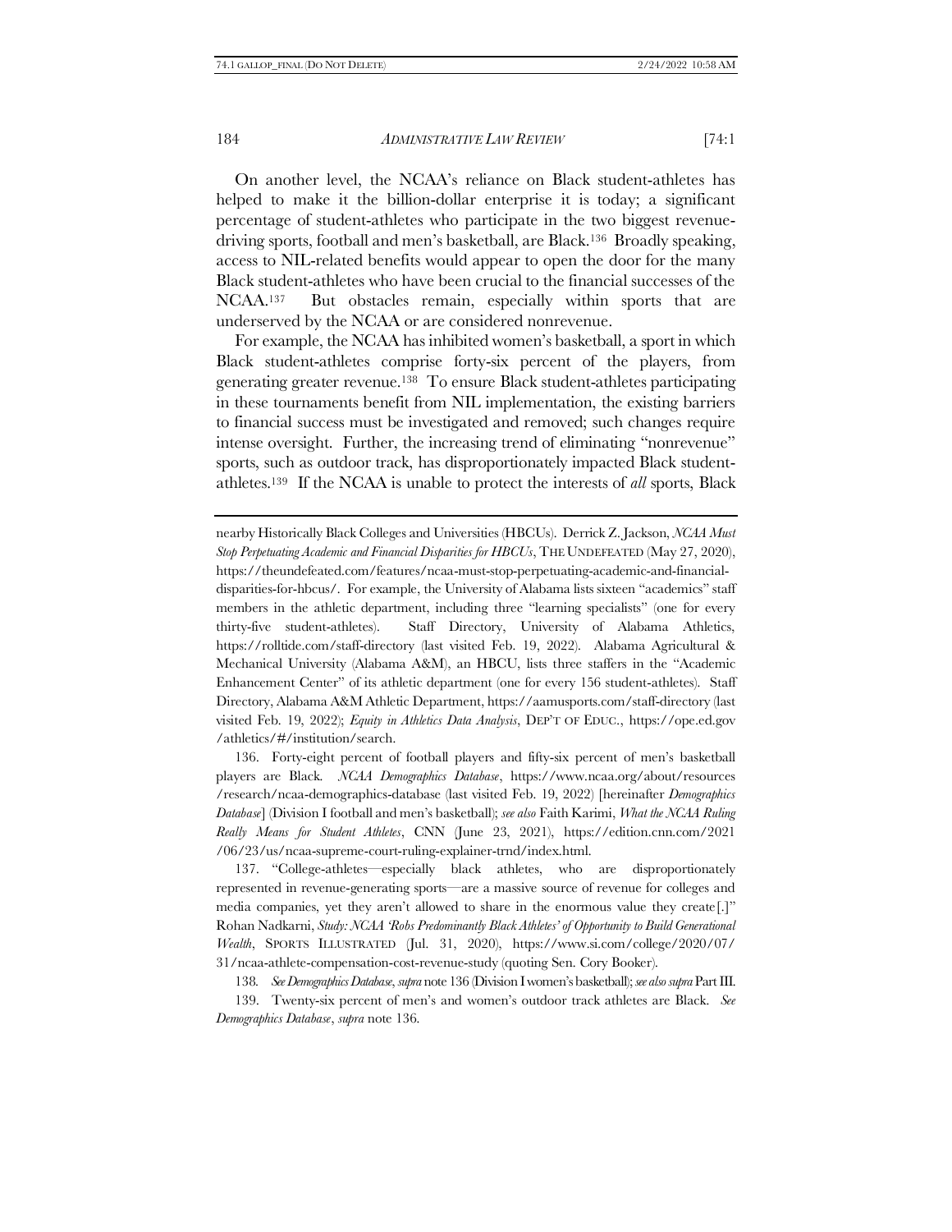On another level, the NCAA's reliance on Black student-athletes has helped to make it the billion-dollar enterprise it is today; a significant percentage of student-athletes who participate in the two biggest revenue-driving sports, football and men's basketball, are Black.[136] Broadly speaking, access to NIL-related benefits would appear to open the door for the many Black student-athletes who have been crucial to the financial successes of the NCAA.[137] But obstacles remain, especially within sports that are underserved by the NCAA or are considered nonrevenue.

For example, the NCAA has inhibited women's basketball, a sport in which Black student-athletes comprise forty-six percent of the players, from generating greater revenue.[138] To ensure Black student-athletes participating in these tournaments benefit from NIL implementation, the existing barriers to financial success must be investigated and removed; such changes require intense oversight. Further, the increasing trend of eliminating "nonrevenue" sports, such as outdoor track, has disproportionately impacted Black student-athletes.[139] If the NCAA is unable to protect the interests of *all* sports, Black

---

nearby Historically Black Colleges and Universities (HBCUs). Derrick Z. Jackson, *NCAA Must Stop Perpetuating Academic and Financial Disparities for HBCUs*, THE UNDEFEATED (May 27, 2020), https://theundefeated.com/features/ncaa-must-stop-perpetuating-academic-and-financial-disparities-for-hbcus/. For example, the University of Alabama lists sixteen "academics" staff members in the athletic department, including three "learning specialists" (one for every thirty-five student-athletes). Staff Directory, University of Alabama Athletics, https://rolltide.com/staff-directory (last visited Feb. 19, 2022). Alabama Agricultural & Mechanical University (Alabama A&M), an HBCU, lists three staffers in the "Academic Enhancement Center" of its athletic department (one for every 156 student-athletes). Staff Directory, Alabama A&M Athletic Department, https://aamusports.com/staff-directory (last visited Feb. 19, 2022); *Equity in Athletics Data Analysis*, DEP'T OF EDUC., https://ope.ed.gov/athletics/#/institution/search.

136. Forty-eight percent of football players and fifty-six percent of men's basketball players are Black. *NCAA Demographics Database*, https://www.ncaa.org/about/resources/research/ncaa-demographics-database (last visited Feb. 19, 2022) [hereinafter *Demographics Database*] (Division I football and men's basketball); *see also* Faith Karimi, *What the NCAA Ruling Really Means for Student Athletes*, CNN (June 23, 2021), https://edition.cnn.com/2021/06/23/us/ncaa-supreme-court-ruling-explainer-trnd/index.html.

137. "College-athletes—especially black athletes, who are disproportionately represented in revenue-generating sports—are a massive source of revenue for colleges and media companies, yet they aren't allowed to share in the enormous value they create[.]" Rohan Nadkarni, *Study: NCAA 'Robs Predominantly Black Athletes' of Opportunity to Build Generational Wealth*, SPORTS ILLUSTRATED (Jul. 31, 2020), https://www.si.com/college/2020/07/31/ncaa-athlete-compensation-cost-revenue-study (quoting Sen. Cory Booker).

138. *See Demographics Database*, *supra* note 136 (Division I women's basketball); *see also supra* Part III.

139. Twenty-six percent of men's and women's outdoor track athletes are Black. *See Demographics Database*, *supra* note 136.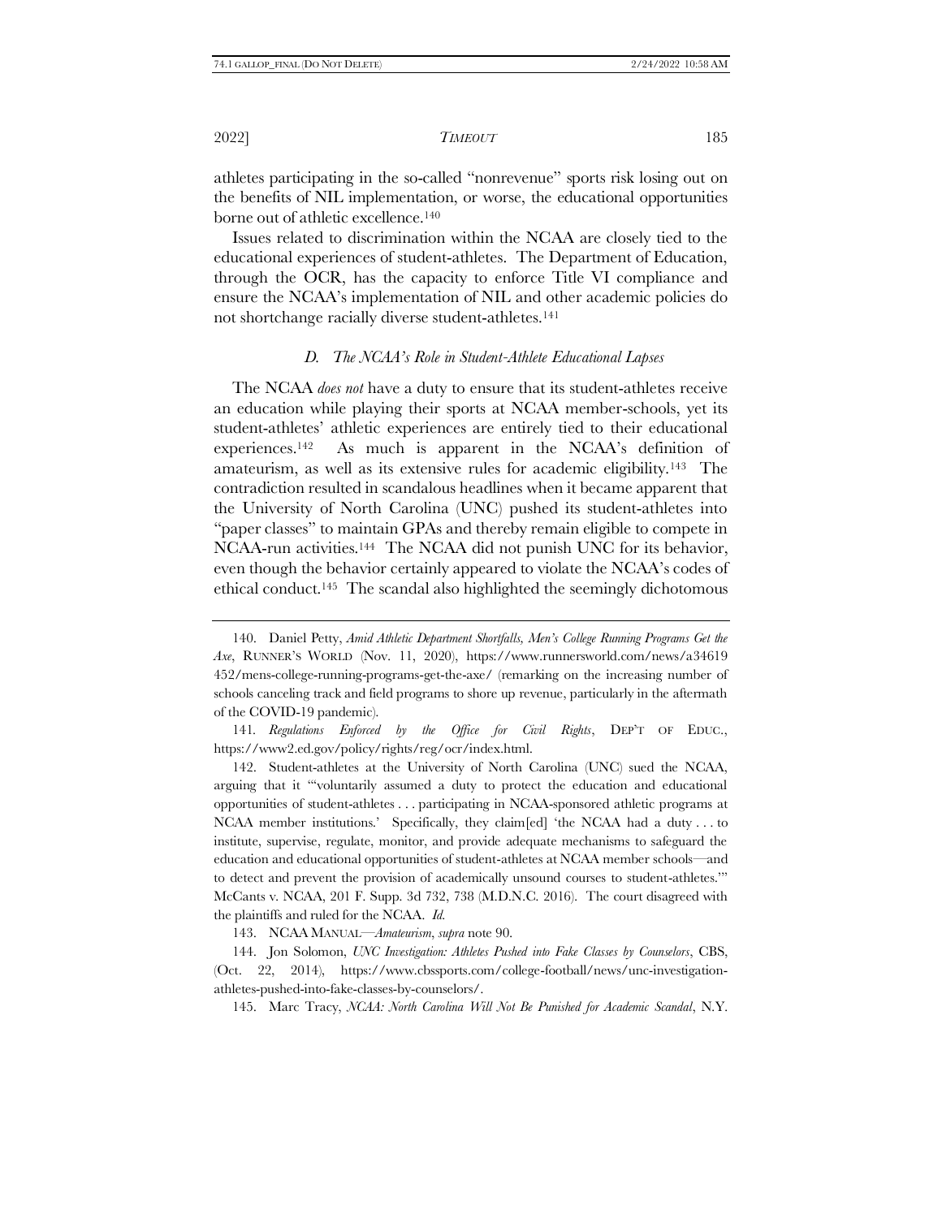athletes participating in the so-called "nonrevenue" sports risk losing out on the benefits of NIL implementation, or worse, the educational opportunities borne out of athletic excellence.[140]

Issues related to discrimination within the NCAA are closely tied to the educational experiences of student-athletes. The Department of Education, through the OCR, has the capacity to enforce Title VI compliance and ensure the NCAA's implementation of NIL and other academic policies do not shortchange racially diverse student-athletes.[141]

### *D. The NCAA's Role in Student-Athlete Educational Lapses*

The NCAA *does not* have a duty to ensure that its student-athletes receive an education while playing their sports at NCAA member-schools, yet its student-athletes' athletic experiences are entirely tied to their educational experiences.[142] As much is apparent in the NCAA's definition of amateurism, as well as its extensive rules for academic eligibility.[143] The contradiction resulted in scandalous headlines when it became apparent that the University of North Carolina (UNC) pushed its student-athletes into "paper classes" to maintain GPAs and thereby remain eligible to compete in NCAA-run activities.[144] The NCAA did not punish UNC for its behavior, even though the behavior certainly appeared to violate the NCAA's codes of ethical conduct.[145] The scandal also highlighted the seemingly dichotomous

---

140. Daniel Petty, *Amid Athletic Department Shortfalls, Men's College Running Programs Get the Axe*, RUNNER'S WORLD (Nov. 11, 2020), https://www.runnersworld.com/news/a34619452/mens-college-running-programs-get-the-axe/ (remarking on the increasing number of schools canceling track and field programs to shore up revenue, particularly in the aftermath of the COVID-19 pandemic).

141. *Regulations Enforced by the Office for Civil Rights*, DEP'T OF EDUC., https://www2.ed.gov/policy/rights/reg/ocr/index.html.

142. Student-athletes at the University of North Carolina (UNC) sued the NCAA, arguing that it "'voluntarily assumed a duty to protect the education and educational opportunities of student-athletes . . . participating in NCAA-sponsored athletic programs at NCAA member institutions.' Specifically, they claim[ed] 'the NCAA had a duty . . . to institute, supervise, regulate, monitor, and provide adequate mechanisms to safeguard the education and educational opportunities of student-athletes at NCAA member schools—and to detect and prevent the provision of academically unsound courses to student-athletes.'" McCants v. NCAA, 201 F. Supp. 3d 732, 738 (M.D.N.C. 2016). The court disagreed with the plaintiffs and ruled for the NCAA. *Id.*

143. NCAA MANUAL—*Amateurism*, *supra* note 90.

144. Jon Solomon, *UNC Investigation: Athletes Pushed into Fake Classes by Counselors*, CBS, (Oct. 22, 2014), https://www.cbssports.com/college-football/news/unc-investigation-athletes-pushed-into-fake-classes-by-counselors/.

145. Marc Tracy, *NCAA: North Carolina Will Not Be Punished for Academic Scandal*, N.Y.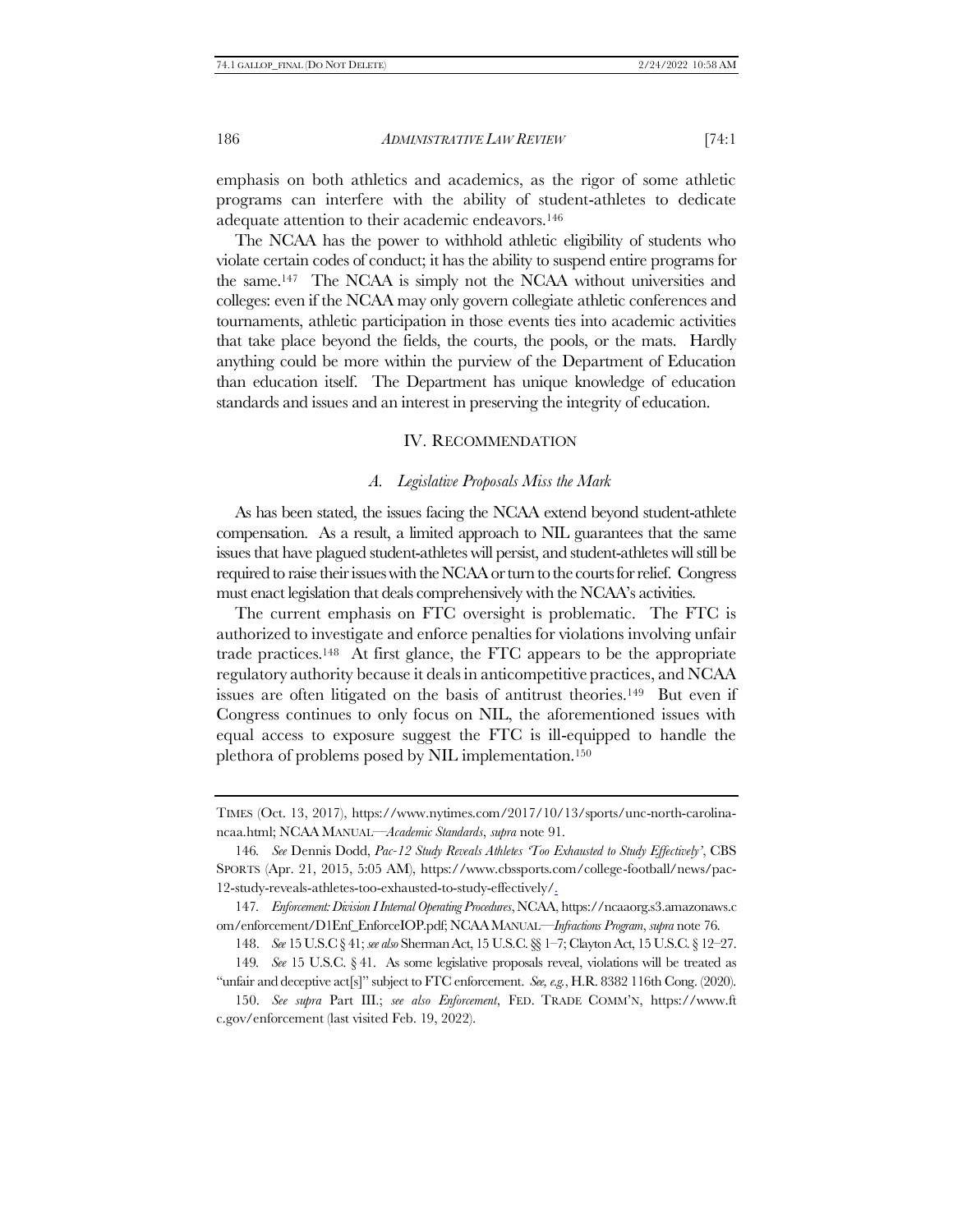emphasis on both athletics and academics, as the rigor of some athletic programs can interfere with the ability of student-athletes to dedicate adequate attention to their academic endeavors.[146]

The NCAA has the power to withhold athletic eligibility of students who violate certain codes of conduct; it has the ability to suspend entire programs for the same.[147] The NCAA is simply not the NCAA without universities and colleges: even if the NCAA may only govern collegiate athletic conferences and tournaments, athletic participation in those events ties into academic activities that take place beyond the fields, the courts, the pools, or the mats. Hardly anything could be more within the purview of the Department of Education than education itself. The Department has unique knowledge of education standards and issues and an interest in preserving the integrity of education.

## IV. RECOMMENDATION

### *A. Legislative Proposals Miss the Mark*

As has been stated, the issues facing the NCAA extend beyond student-athlete compensation. As a result, a limited approach to NIL guarantees that the same issues that have plagued student-athletes will persist, and student-athletes will still be required to raise their issues with the NCAA or turn to the courts for relief. Congress must enact legislation that deals comprehensively with the NCAA's activities.

The current emphasis on FTC oversight is problematic. The FTC is authorized to investigate and enforce penalties for violations involving unfair trade practices.[148] At first glance, the FTC appears to be the appropriate regulatory authority because it deals in anticompetitive practices, and NCAA issues are often litigated on the basis of antitrust theories.[149] But even if Congress continues to only focus on NIL, the aforementioned issues with equal access to exposure suggest the FTC is ill-equipped to handle the plethora of problems posed by NIL implementation.[150]

---

TIMES (Oct. 13, 2017), https://www.nytimes.com/2017/10/13/sports/unc-north-carolina-ncaa.html; NCAA MANUAL—*Academic Standards*, *supra* note 91.

146. *See* Dennis Dodd, *Pac-12 Study Reveals Athletes 'Too Exhausted to Study Effectively'*, CBS SPORTS (Apr. 21, 2015, 5:05 AM), https://www.cbssports.com/college-football/news/pac-12-study-reveals-athletes-too-exhausted-to-study-effectively/.

147. *Enforcement: Division I Internal Operating Procedures*, NCAA, https://ncaaorg.s3.amazonaws.com/enforcement/D1Enf_EnforceIOP.pdf; NCAA MANUAL—*Infractions Program*, *supra* note 76.

148. *See* 15 U.S.C § 41; *see also* Sherman Act, 15 U.S.C. §§ 1–7; Clayton Act, 15 U.S.C. § 12–27.

149. *See* 15 U.S.C. § 41. As some legislative proposals reveal, violations will be treated as "unfair and deceptive act[s]" subject to FTC enforcement. *See, e.g.*, H.R. 8382 116th Cong. (2020).

150. *See supra* Part III.; *see also Enforcement*, FED. TRADE COMM'N, https://www.ftc.gov/enforcement (last visited Feb. 19, 2022).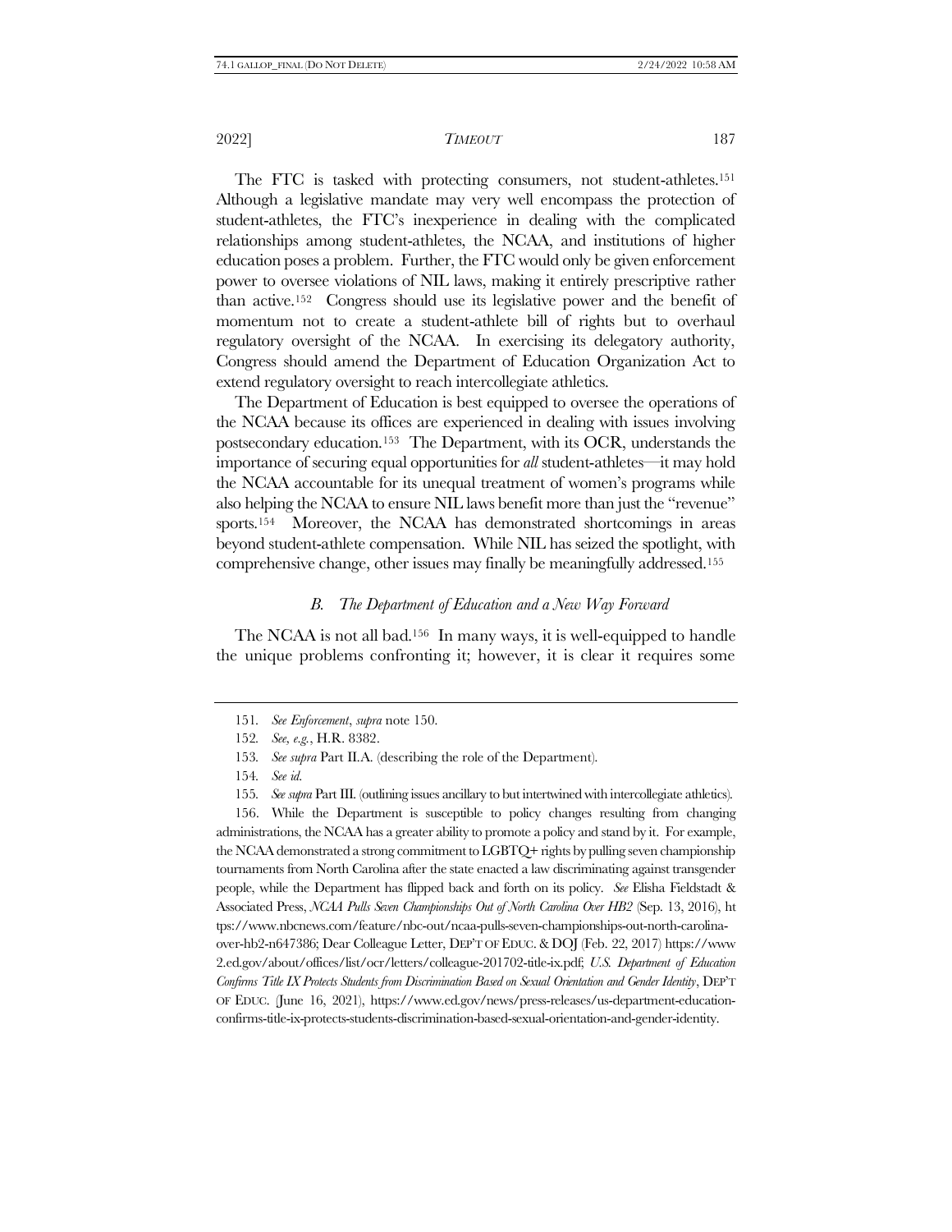The FTC is tasked with protecting consumers, not student-athletes.[151] Although a legislative mandate may very well encompass the protection of student-athletes, the FTC's inexperience in dealing with the complicated relationships among student-athletes, the NCAA, and institutions of higher education poses a problem. Further, the FTC would only be given enforcement power to oversee violations of NIL laws, making it entirely prescriptive rather than active.[152] Congress should use its legislative power and the benefit of momentum not to create a student-athlete bill of rights but to overhaul regulatory oversight of the NCAA. In exercising its delegatory authority, Congress should amend the Department of Education Organization Act to extend regulatory oversight to reach intercollegiate athletics.

The Department of Education is best equipped to oversee the operations of the NCAA because its offices are experienced in dealing with issues involving postsecondary education.[153] The Department, with its OCR, understands the importance of securing equal opportunities for *all* student-athletes—it may hold the NCAA accountable for its unequal treatment of women's programs while also helping the NCAA to ensure NIL laws benefit more than just the "revenue" sports.[154] Moreover, the NCAA has demonstrated shortcomings in areas beyond student-athlete compensation. While NIL has seized the spotlight, with comprehensive change, other issues may finally be meaningfully addressed.[155]

### *B. The Department of Education and a New Way Forward*

The NCAA is not all bad.[156] In many ways, it is well-equipped to handle the unique problems confronting it; however, it is clear it requires some

---

151. *See Enforcement*, *supra* note 150.

152. *See, e.g.*, H.R. 8382.

153. *See supra* Part II.A. (describing the role of the Department).

154. *See id.*

155. *See supra* Part III. (outlining issues ancillary to but intertwined with intercollegiate athletics).

156. While the Department is susceptible to policy changes resulting from changing administrations, the NCAA has a greater ability to promote a policy and stand by it. For example, the NCAA demonstrated a strong commitment to LGBTQ+ rights by pulling seven championship tournaments from North Carolina after the state enacted a law discriminating against transgender people, while the Department has flipped back and forth on its policy. *See* Elisha Fieldstadt & Associated Press, *NCAA Pulls Seven Championships Out of North Carolina Over HB2* (Sep. 13, 2016), https://www.nbcnews.com/feature/nbc-out/ncaa-pulls-seven-championships-out-north-carolina-over-hb2-n647386; Dear Colleague Letter, DEP'T OF EDUC. & DOJ (Feb. 22, 2017) https://www2.ed.gov/about/offices/list/ocr/letters/colleague-201702-title-ix.pdf; *U.S. Department of Education Confirms Title IX Protects Students from Discrimination Based on Sexual Orientation and Gender Identity*, DEP'T OF EDUC. (June 16, 2021), https://www.ed.gov/news/press-releases/us-department-education-confirms-title-ix-protects-students-discrimination-based-sexual-orientation-and-gender-identity.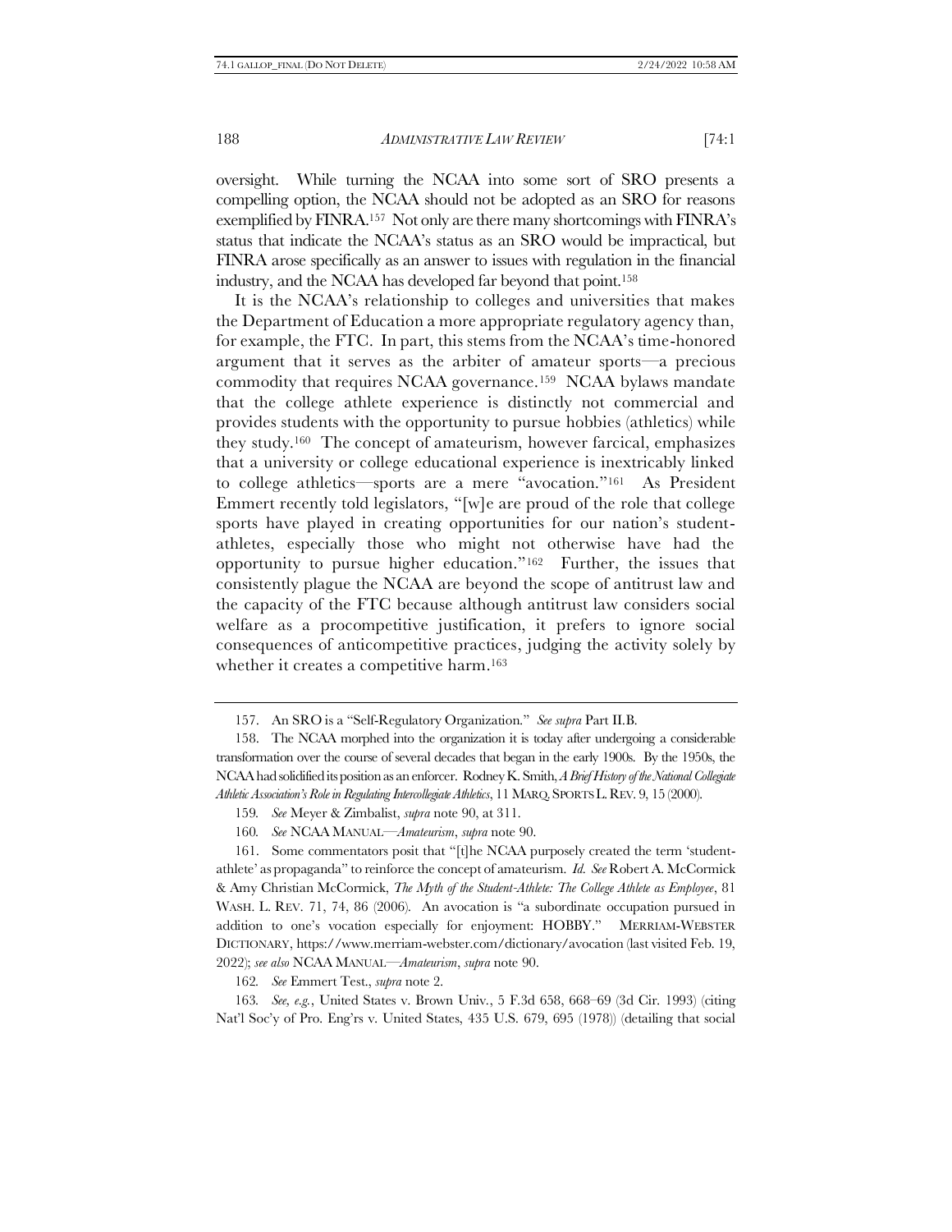oversight. While turning the NCAA into some sort of SRO presents a compelling option, the NCAA should not be adopted as an SRO for reasons exemplified by FINRA.[157] Not only are there many shortcomings with FINRA's status that indicate the NCAA's status as an SRO would be impractical, but FINRA arose specifically as an answer to issues with regulation in the financial industry, and the NCAA has developed far beyond that point.[158]

It is the NCAA's relationship to colleges and universities that makes the Department of Education a more appropriate regulatory agency than, for example, the FTC. In part, this stems from the NCAA's time-honored argument that it serves as the arbiter of amateur sports—a precious commodity that requires NCAA governance.[159] NCAA bylaws mandate that the college athlete experience is distinctly not commercial and provides students with the opportunity to pursue hobbies (athletics) while they study.[160] The concept of amateurism, however farcical, emphasizes that a university or college educational experience is inextricably linked to college athletics—sports are a mere "avocation."[161] As President Emmert recently told legislators, "[w]e are proud of the role that college sports have played in creating opportunities for our nation's student-athletes, especially those who might not otherwise have had the opportunity to pursue higher education."[162] Further, the issues that consistently plague the NCAA are beyond the scope of antitrust law and the capacity of the FTC because although antitrust law considers social welfare as a procompetitive justification, it prefers to ignore social consequences of anticompetitive practices, judging the activity solely by whether it creates a competitive harm.[163]

---

157. An SRO is a "Self-Regulatory Organization." *See supra* Part II.B.

158. The NCAA morphed into the organization it is today after undergoing a considerable transformation over the course of several decades that began in the early 1900s. By the 1950s, the NCAA had solidified its position as an enforcer. Rodney K. Smith, *A Brief History of the National Collegiate Athletic Association's Role in Regulating Intercollegiate Athletics*, 11 MARQ. SPORTS L. REV. 9, 15 (2000).

159. *See* Meyer & Zimbalist, *supra* note 90, at 311.

160. *See* NCAA MANUAL—*Amateurism*, *supra* note 90.

161. Some commentators posit that "[t]he NCAA purposely created the term 'student-athlete' as propaganda" to reinforce the concept of amateurism. *Id. See* Robert A. McCormick & Amy Christian McCormick, *The Myth of the Student-Athlete: The College Athlete as Employee*, 81 WASH. L. REV. 71, 74, 86 (2006). An avocation is "a subordinate occupation pursued in addition to one's vocation especially for enjoyment: HOBBY." MERRIAM-WEBSTER DICTIONARY, https://www.merriam-webster.com/dictionary/avocation (last visited Feb. 19, 2022); *see also* NCAA MANUAL—*Amateurism*, *supra* note 90.

162. *See* Emmert Test., *supra* note 2.

163. *See, e.g.*, United States v. Brown Univ., 5 F.3d 658, 668–69 (3d Cir. 1993) (citing Nat'l Soc'y of Pro. Eng'rs v. United States, 435 U.S. 679, 695 (1978)) (detailing that social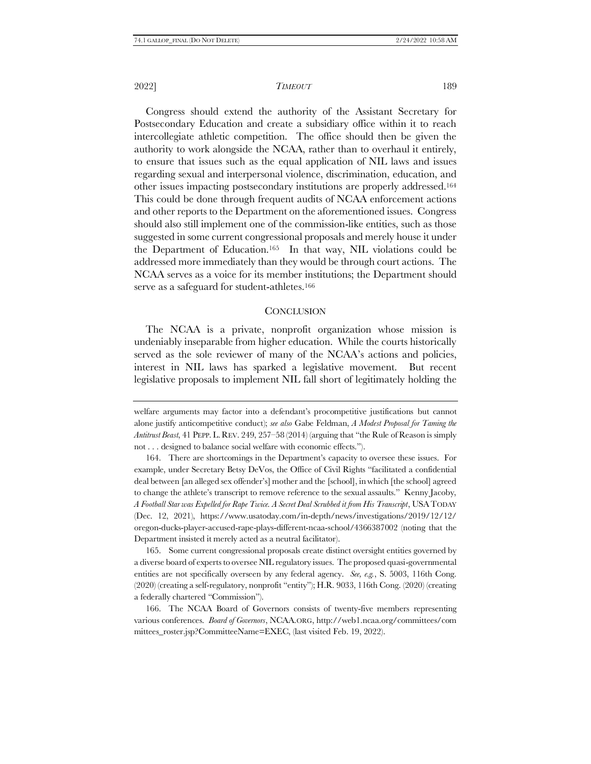Congress should extend the authority of the Assistant Secretary for Postsecondary Education and create a subsidiary office within it to reach intercollegiate athletic competition. The office should then be given the authority to work alongside the NCAA, rather than to overhaul it entirely, to ensure that issues such as the equal application of NIL laws and issues regarding sexual and interpersonal violence, discrimination, education, and other issues impacting postsecondary institutions are properly addressed.[164] This could be done through frequent audits of NCAA enforcement actions and other reports to the Department on the aforementioned issues. Congress should also still implement one of the commission-like entities, such as those suggested in some current congressional proposals and merely house it under the Department of Education.[165] In that way, NIL violations could be addressed more immediately than they would be through court actions. The NCAA serves as a voice for its member institutions; the Department should serve as a safeguard for student-athletes.[166]

## CONCLUSION

The NCAA is a private, nonprofit organization whose mission is undeniably inseparable from higher education. While the courts historically served as the sole reviewer of many of the NCAA's actions and policies, interest in NIL laws has sparked a legislative movement. But recent legislative proposals to implement NIL fall short of legitimately holding the

---

welfare arguments may factor into a defendant's procompetitive justifications but cannot alone justify anticompetitive conduct); *see also* Gabe Feldman, *A Modest Proposal for Taming the Antitrust Beast*, 41 PEPP. L. REV. 249, 257–58 (2014) (arguing that "the Rule of Reason is simply not . . . designed to balance social welfare with economic effects.").

164. There are shortcomings in the Department's capacity to oversee these issues. For example, under Secretary Betsy DeVos, the Office of Civil Rights "facilitated a confidential deal between [an alleged sex offender's] mother and the [school], in which [the school] agreed to change the athlete's transcript to remove reference to the sexual assaults." Kenny Jacoby, *A Football Star was Expelled for Rape Twice. A Secret Deal Scrubbed it from His Transcript*, USA TODAY (Dec. 12, 2021), https://www.usatoday.com/in-depth/news/investigations/2019/12/12/oregon-ducks-player-accused-rape-plays-different-ncaa-school/4366387002 (noting that the Department insisted it merely acted as a neutral facilitator).

165. Some current congressional proposals create distinct oversight entities governed by a diverse board of experts to oversee NIL regulatory issues. The proposed quasi-governmental entities are not specifically overseen by any federal agency. *See, e.g.*, S. 5003, 116th Cong. (2020) (creating a self-regulatory, nonprofit "entity"); H.R. 9033, 116th Cong. (2020) (creating a federally chartered "Commission").

166. The NCAA Board of Governors consists of twenty-five members representing various conferences. *Board of Governors*, NCAA.ORG, http://web1.ncaa.org/committees/committees_roster.jsp?CommitteeName=EXEC, (last visited Feb. 19, 2022).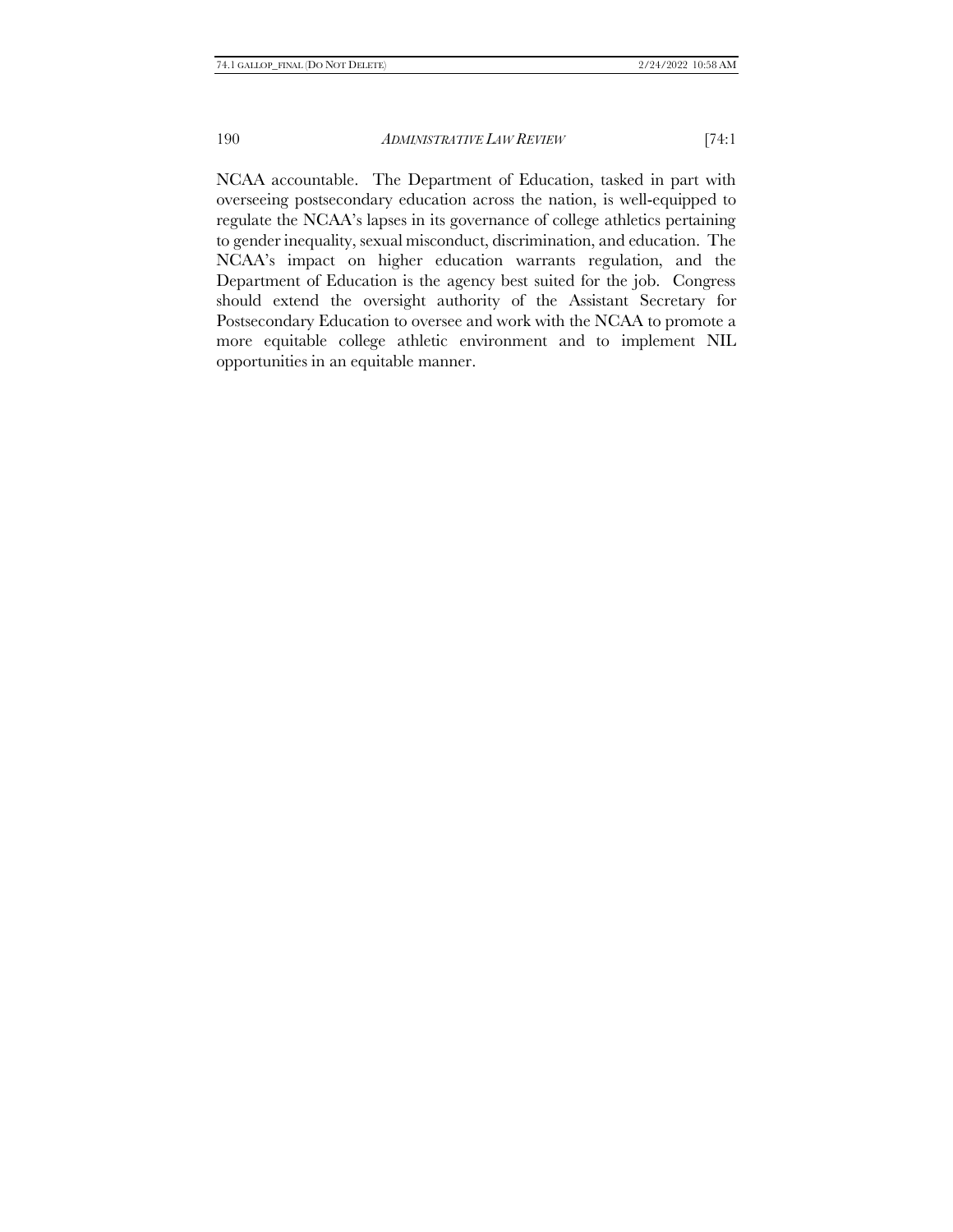NCAA accountable. The Department of Education, tasked in part with overseeing postsecondary education across the nation, is well-equipped to regulate the NCAA's lapses in its governance of college athletics pertaining to gender inequality, sexual misconduct, discrimination, and education. The NCAA's impact on higher education warrants regulation, and the Department of Education is the agency best suited for the job. Congress should extend the oversight authority of the Assistant Secretary for Postsecondary Education to oversee and work with the NCAA to promote a more equitable college athletic environment and to implement NIL opportunities in an equitable manner.